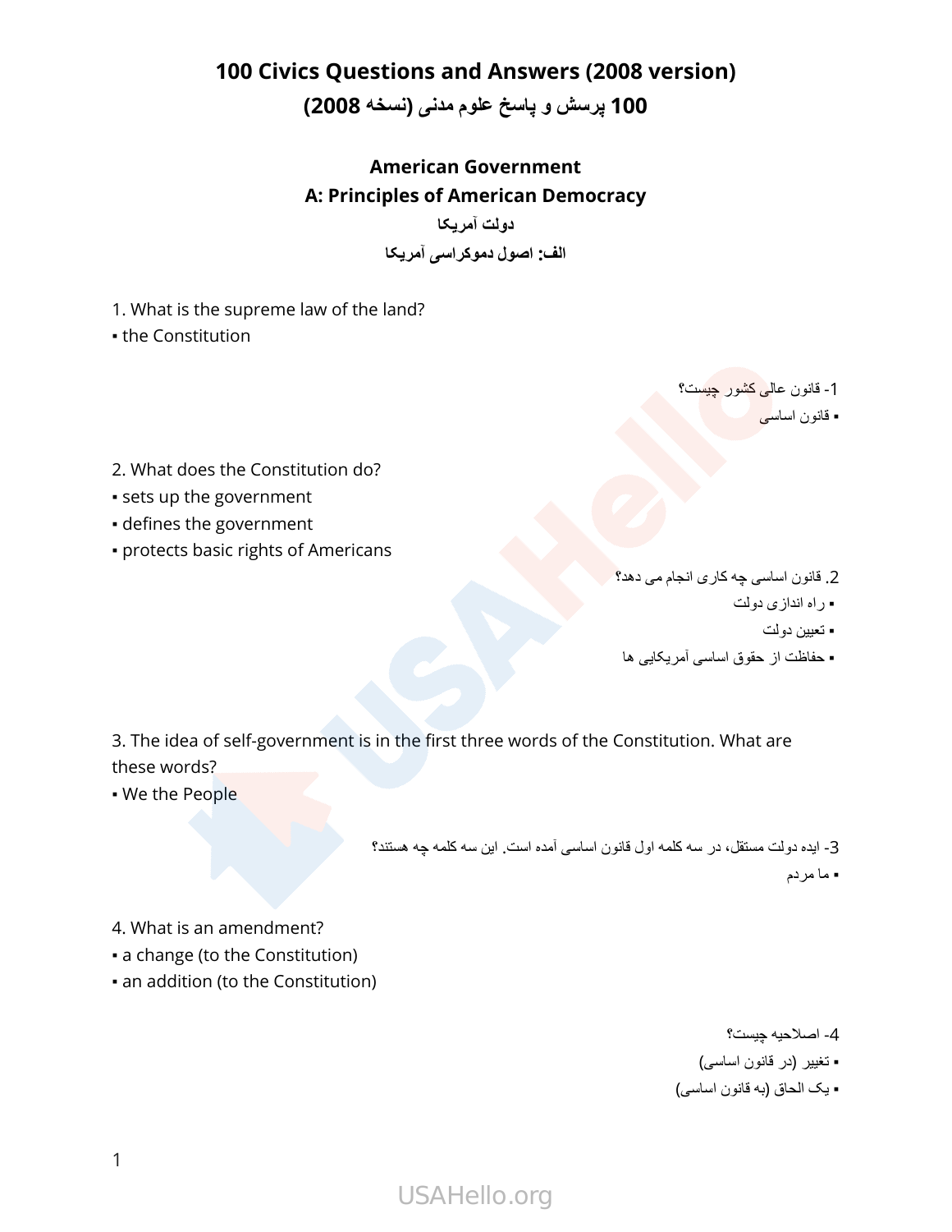# 100 Civics Questions and Answers (2008 version)

# 100 پرسش و پاسخ علوم مدنی (نسخه 2008)

## American Government

## A: Principles of American Democracy

## دولت آمریکا

## الف: اصول دموکراسی آمریکا

1. What is the supreme law of the land?
▪ the Constitution

1- قانون عالی کشور چیست؟
▪ قانون اساسی

2. What does the Constitution do?
▪ sets up the government
▪ defines the government
▪ protects basic rights of Americans

2. قانون اساسی چه کاری انجام می دهد؟
▪ راه اندازی دولت
▪ تعیین دولت
▪ حفاظت از حقوق اساسی آمریکایی ها

3. The idea of self-government is in the first three words of the Constitution. What are these words?
▪ We the People

3- ایده دولت مستقل، در سه کلمه اول قانون اساسی آمده است. این سه کلمه چه هستند؟
▪ ما مردم

4. What is an amendment?
▪ a change (to the Constitution)
▪ an addition (to the Constitution)

4- اصلاحیه چیست؟
▪ تغییر (در قانون اساسی)
▪ یک الحاق (به قانون اساسی)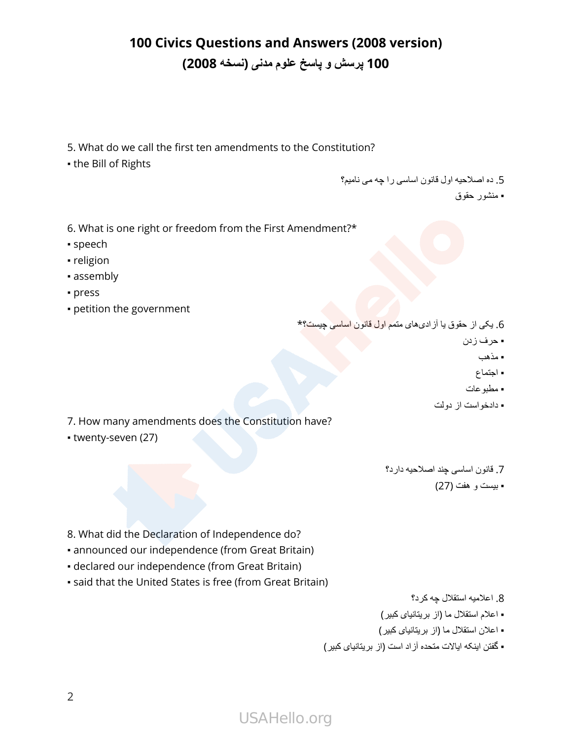# 100 Civics Questions and Answers (2008 version)
# 100 پرسش و پاسخ علوم مدنی (نسخه 2008)

5. What do we call the first ten amendments to the Constitution?
▪ the Bill of Rights

5. ده اصلاحیه اول قانون اساسی را چه می نامیم؟
▪ منشور حقوق

6. What is one right or freedom from the First Amendment?*
▪ speech
▪ religion
▪ assembly
▪ press
▪ petition the government

6. یکی از حقوق یا آزادی‌های متمم اول قانون اساسی چیست؟*
▪ حرف زدن
▪ مذهب
▪ اجتماع
▪ مطبوعات
▪ دادخواست از دولت

7. How many amendments does the Constitution have?
▪ twenty-seven (27)

7. قانون اساسی چند اصلاحیه دارد؟
▪ بیست و هفت (27)

8. What did the Declaration of Independence do?
▪ announced our independence (from Great Britain)
▪ declared our independence (from Great Britain)
▪ said that the United States is free (from Great Britain)

8. اعلامیه استقلال چه کرد؟
▪ اعلام استقلال ما (از بریتانیای کبیر)
▪ اعلان استقلال ما (از بریتانیای کبیر)
▪ گفتن اینکه ایالات متحده آزاد است (از بریتانیای کبیر)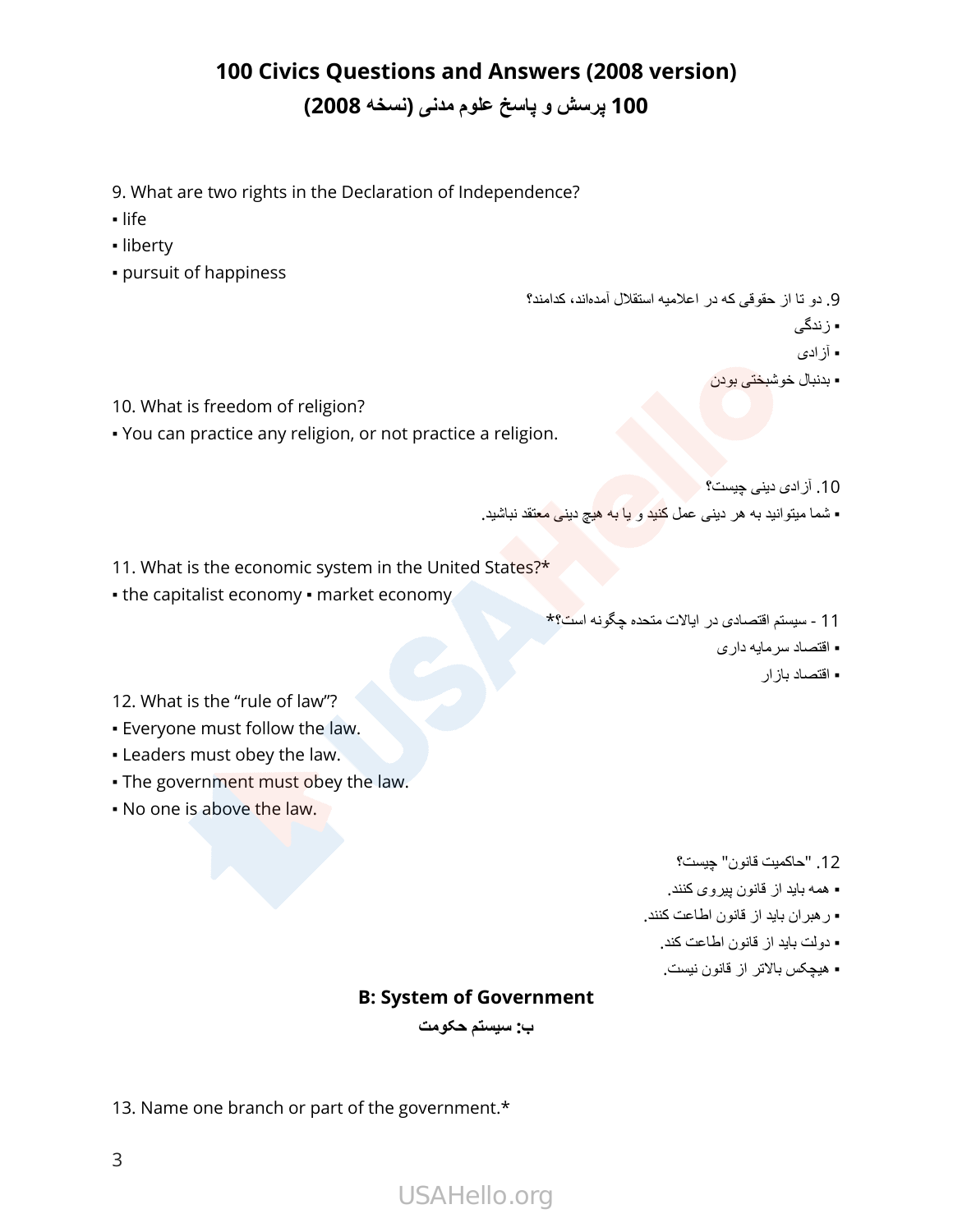# 100 Civics Questions and Answers (2008 version)

## 100 پرسش و پاسخ علوم مدنی (نسخه 2008)

9. What are two rights in the Declaration of Independence?
▪ life
▪ liberty
▪ pursuit of happiness

9. دو تا از حقوقی که در اعلامیه استقلال آمده‌اند، کدامند؟
▪ زندگی
▪ آزادی
▪ بدنبال خوشبختی بودن

10. What is freedom of religion?
▪ You can practice any religion, or not practice a religion.

10. آزادی دینی چیست؟
▪ شما میتوانید به هر دینی عمل کنید و یا به هیچ دینی معتقد نباشید.

11. What is the economic system in the United States?*
▪ the capitalist economy ▪ market economy

11 - سیستم اقتصادی در ایالات متحده چگونه است؟*
▪ اقتصاد سرمایه داری
▪ اقتصاد بازار

12. What is the "rule of law"?
▪ Everyone must follow the law.
▪ Leaders must obey the law.
▪ The government must obey the law.
▪ No one is above the law.

12. "حاکمیت قانون" چیست؟
▪ همه باید از قانون پیروی کنند.
▪ رهبران باید از قانون اطاعت کنند.
▪ دولت باید از قانون اطاعت کند.
▪ هیچکس بالاتر از قانون نیست.

### B: System of Government

### ب: سیستم حکومت

13. Name one branch or part of the government.*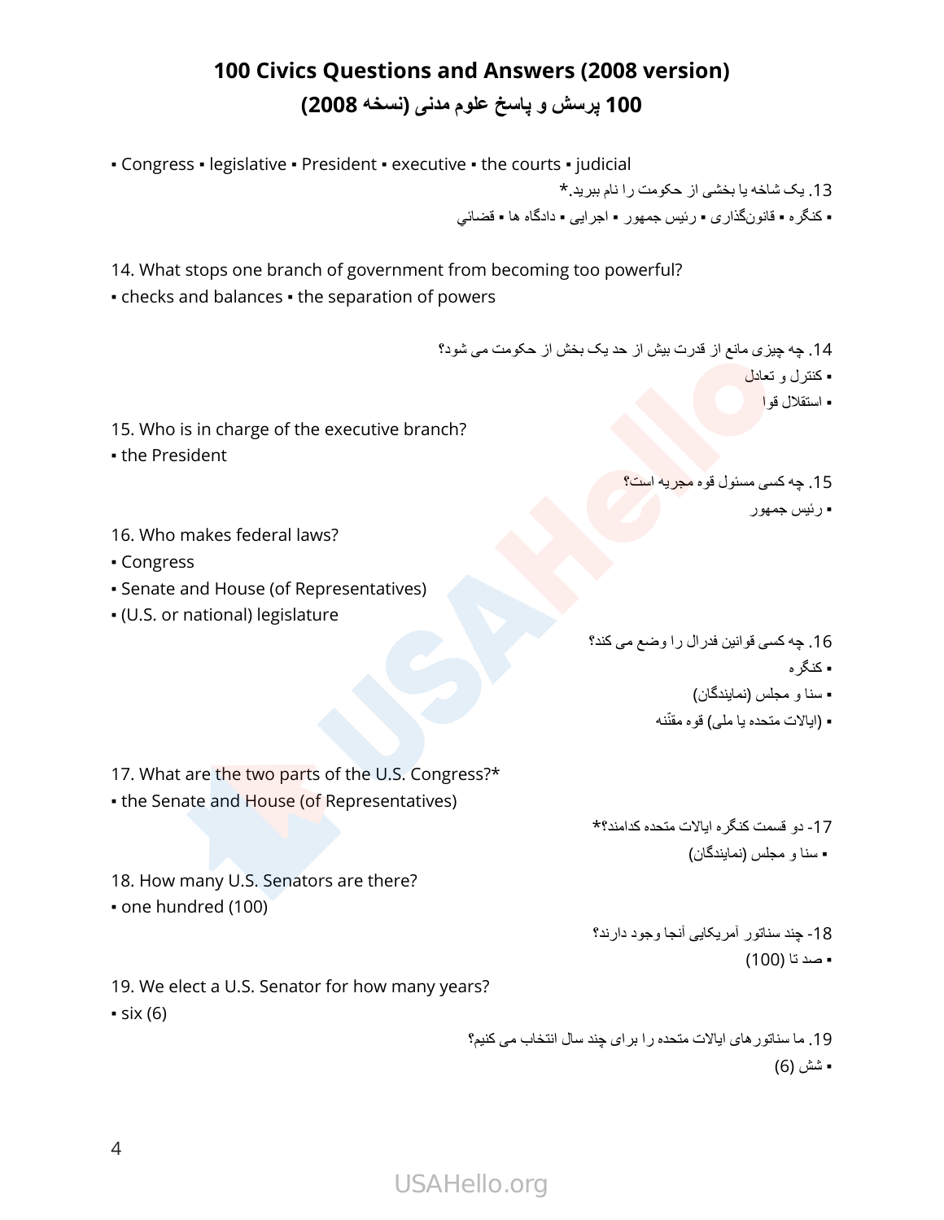# 100 Civics Questions and Answers (2008 version)

# 100 پرسش و پاسخ علوم مدنی (نسخه 2008)

▪ Congress ▪ legislative ▪ President ▪ executive ▪ the courts ▪ judicial

13. یک شاخه یا بخشی از حکومت را نام ببرید.*

▪ کنگره ▪ قانون‌گذاری ▪ رئیس جمهور ▪ اجرایی ▪ دادگاه ها ▪ قضائي

14. What stops one branch of government from becoming too powerful?

▪ checks and balances ▪ the separation of powers

14. چه چیزی مانع از قدرت بیش از حد یک بخش از حکومت می شود؟

▪ کنترل و تعادل

▪ استقلال قوا

15. Who is in charge of the executive branch?

▪ the President

15. چه کسی مسئول قوه مجریه است؟

▪ رئیس جمهور

16. Who makes federal laws?

▪ Congress

▪ Senate and House (of Representatives)

▪ (U.S. or national) legislature

16. چه کسی قوانین فدرال را وضع می کند؟

▪ کنگره

▪ سنا و مجلس (نمایندگان)

▪ (ایالات متحده یا ملی) قوه مقنّنه

17. What are the two parts of the U.S. Congress?*

▪ the Senate and House (of Representatives)

17- دو قسمت کنگره ایالات متحده کدامند؟*

▪ سنا و مجلس (نمایندگان)

18. How many U.S. Senators are there?

▪ one hundred (100)

18- چند سناتور آمریکایی آنجا وجود دارند؟

▪ صد تا (100)

19. We elect a U.S. Senator for how many years?

▪ six (6)

19. ما سناتورهای ایالات متحده را برای چند سال انتخاب می کنیم؟

▪ شش (6)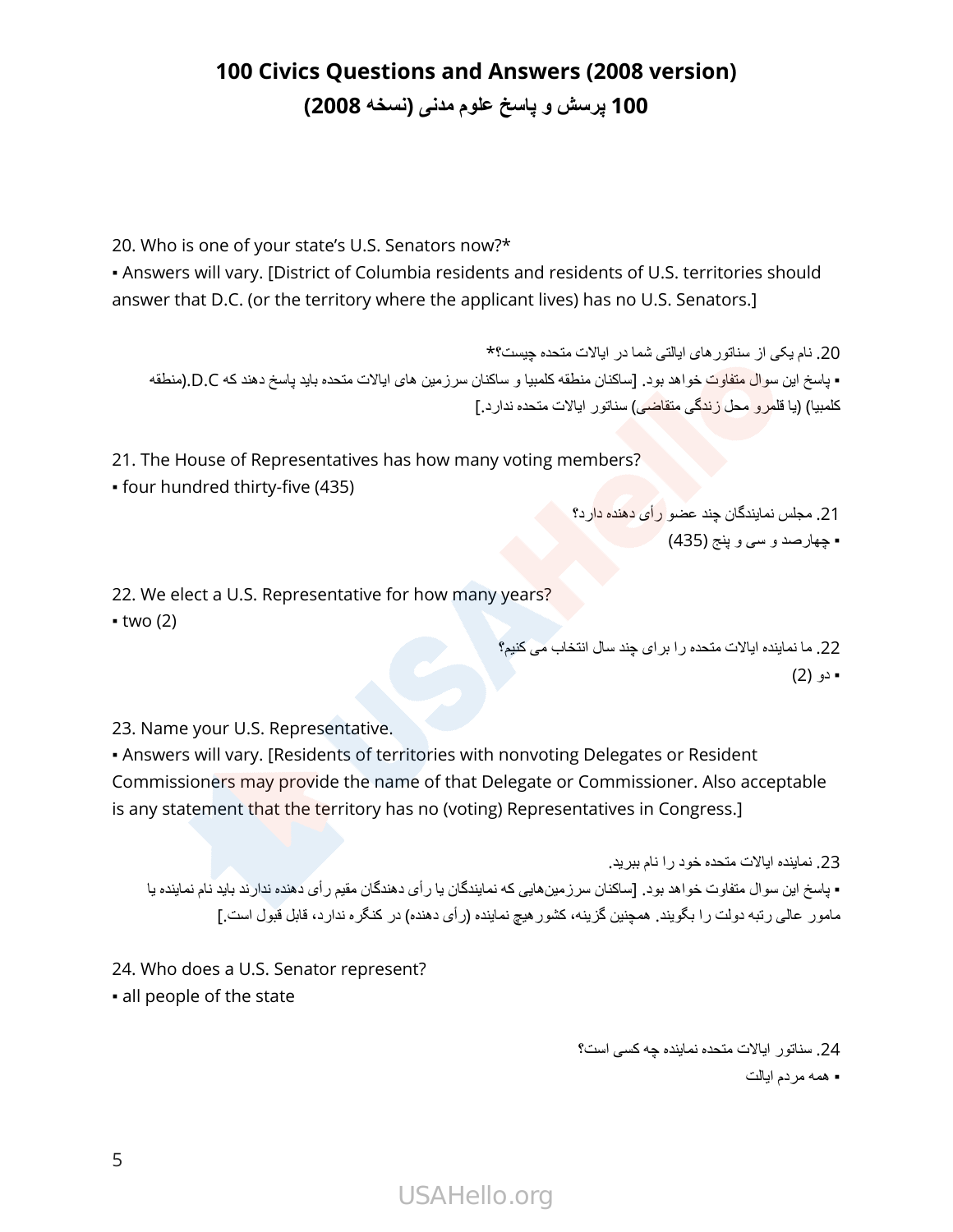# 100 Civics Questions and Answers (2008 version)
## 100 پرسش و پاسخ علوم مدنی (نسخه 2008)

20. Who is one of your state's U.S. Senators now?*
▪ Answers will vary. [District of Columbia residents and residents of U.S. territories should answer that D.C. (or the territory where the applicant lives) has no U.S. Senators.]

20. نام یکی از سناتورهای ایالتی شما در ایالات متحده چیست؟*
▪ پاسخ این سوال متفاوت خواهد بود. [ساکنان منطقه کلمبیا و ساکنان سرزمین های ایالات متحده باید پاسخ دهند که D.C.(منطقه کلمبیا) (یا قلمرو محل زندگی متقاضی) سناتور ایالات متحده ندارد.]

21. The House of Representatives has how many voting members?
▪ four hundred thirty-five (435)

21. مجلس نمایندگان چند عضو رأی دهنده دارد؟
▪ چهارصد و سی و پنج (435)

22. We elect a U.S. Representative for how many years?
▪ two (2)

22. ما نماینده ایالات متحده را برای چند سال انتخاب می کنیم؟
▪ دو (2)

23. Name your U.S. Representative.
▪ Answers will vary. [Residents of territories with nonvoting Delegates or Resident Commissioners may provide the name of that Delegate or Commissioner. Also acceptable is any statement that the territory has no (voting) Representatives in Congress.]

23. نماینده ایالات متحده خود را نام ببرید.
▪ پاسخ این سوال متفاوت خواهد بود. [ساکنان سرزمین‌هایی که نمایندگان یا رأی دهندگان مقیم رأی دهنده ندارند باید نام نماینده یا مامور عالی رتبه دولت را بگویند. همچنین گزینه، کشورهیچ نماینده (رأی دهنده) در کنگره ندارد، قابل قبول است.]

24. Who does a U.S. Senator represent?
▪ all people of the state

24. سناتور ایالات متحده نماینده چه کسی است؟
▪ همه مردم ایالت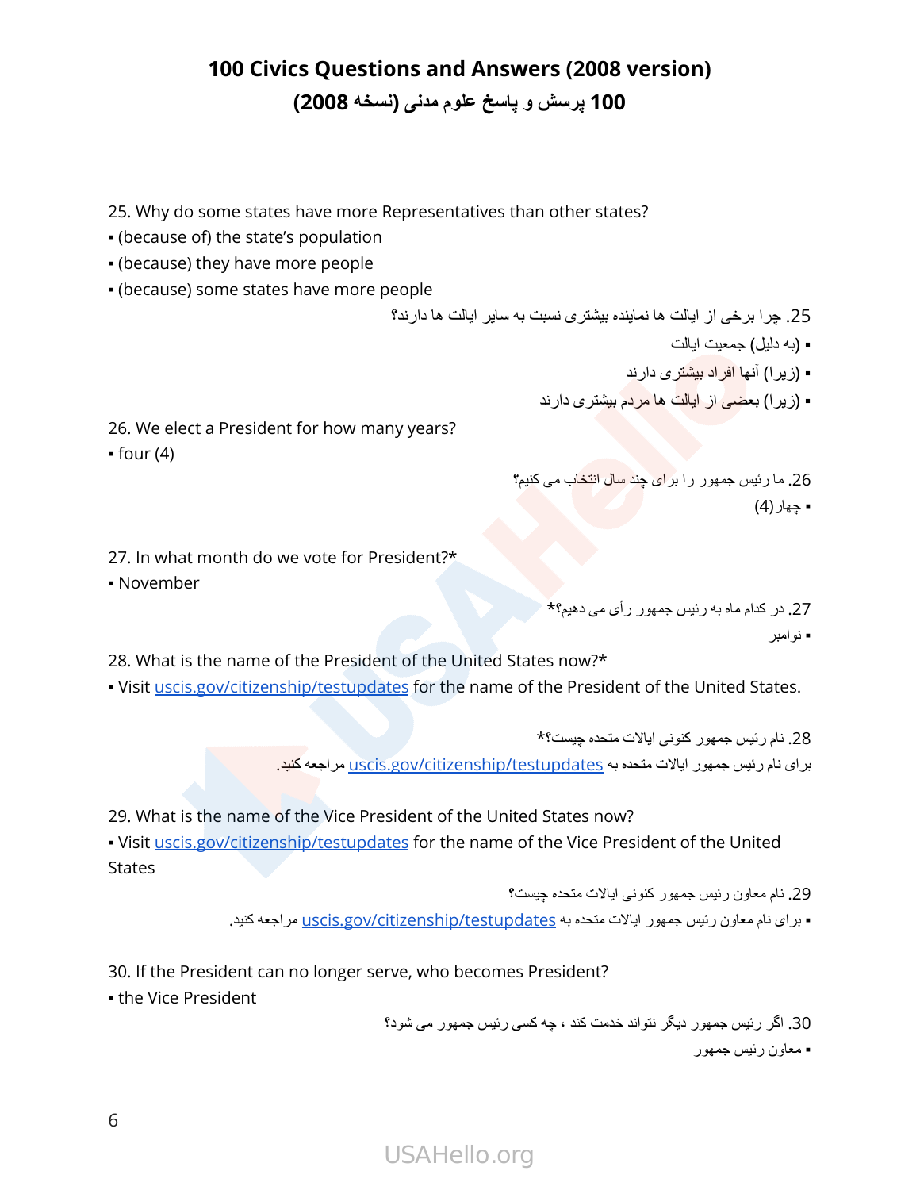# 100 Civics Questions and Answers (2008 version)

# 100 پرسش و پاسخ علوم مدنی (نسخه 2008)

25. Why do some states have more Representatives than other states?
▪ (because of) the state's population
▪ (because) they have more people
▪ (because) some states have more people

25. چرا برخی از ایالت ها نماینده بیشتری نسبت به سایر ایالت ها دارند؟
▪ (به دلیل) جمعیت ایالت
▪ (زیرا) آنها افراد بیشتری دارند
▪ (زیرا) بعضی از ایالت ها مردم بیشتری دارند

26. We elect a President for how many years?
▪ four (4)

26. ما رئیس جمهور را برای چند سال انتخاب می کنیم؟
▪ چهار(4)

27. In what month do we vote for President?*
▪ November

27. در کدام ماه به رئیس جمهور رأی می دهیم؟*
▪ نوامبر

28. What is the name of the President of the United States now?*
▪ Visit [uscis.gov/citizenship/testupdates](https://uscis.gov/citizenship/testupdates) for the name of the President of the United States.

28. نام رئیس جمهور کنونی ایالات متحده چیست؟*
برای نام رئیس جمهور ایالات متحده به [uscis.gov/citizenship/testupdates](https://uscis.gov/citizenship/testupdates) مراجعه کنید.

29. What is the name of the Vice President of the United States now?
▪ Visit [uscis.gov/citizenship/testupdates](https://uscis.gov/citizenship/testupdates) for the name of the Vice President of the United States

29. نام معاون رئیس جمهور کنونی ایالات متحده چیست؟
▪ برای نام معاون رئیس جمهور ایالات متحده به [uscis.gov/citizenship/testupdates](https://uscis.gov/citizenship/testupdates) مراجعه کنید.

30. If the President can no longer serve, who becomes President?
▪ the Vice President

30. اگر رئیس جمهور دیگر نتواند خدمت کند ، چه کسی رئیس جمهور می شود؟
▪ معاون رئیس جمهور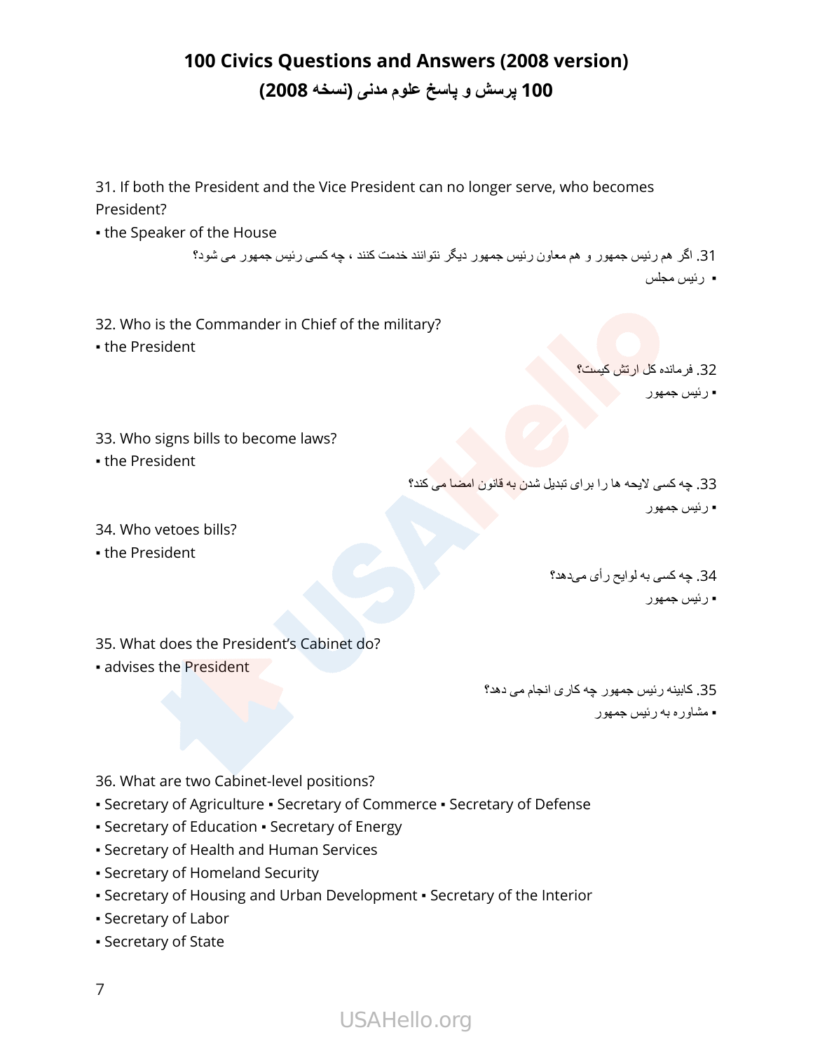# 100 Civics Questions and Answers (2008 version)

## 100 پرسش و پاسخ علوم مدنی (نسخه 2008)

31. If both the President and the Vice President can no longer serve, who becomes President?
▪ the Speaker of the House

31. اگر هم رئیس جمهور و هم معاون رئیس جمهور دیگر نتوانند خدمت کنند ، چه کسی رئیس جمهور می شود؟
▪ رئیس مجلس

32. Who is the Commander in Chief of the military?
▪ the President

32. فرمانده کل ارتش کیست؟
▪ رئیس جمهور

33. Who signs bills to become laws?
▪ the President

33. چه کسی لایحه ها را برای تبدیل شدن به قانون امضا می کند؟
▪ رئیس جمهور

34. Who vetoes bills?
▪ the President

34. چه کسی به لوایح رأی می‌دهد؟
▪ رئیس جمهور

35. What does the President's Cabinet do?
▪ advises the President

35. کابینه رئیس جمهور چه کاری انجام می دهد؟
▪ مشاوره به رئیس جمهور

36. What are two Cabinet-level positions?
▪ Secretary of Agriculture ▪ Secretary of Commerce ▪ Secretary of Defense
▪ Secretary of Education ▪ Secretary of Energy
▪ Secretary of Health and Human Services
▪ Secretary of Homeland Security
▪ Secretary of Housing and Urban Development ▪ Secretary of the Interior
▪ Secretary of Labor
▪ Secretary of State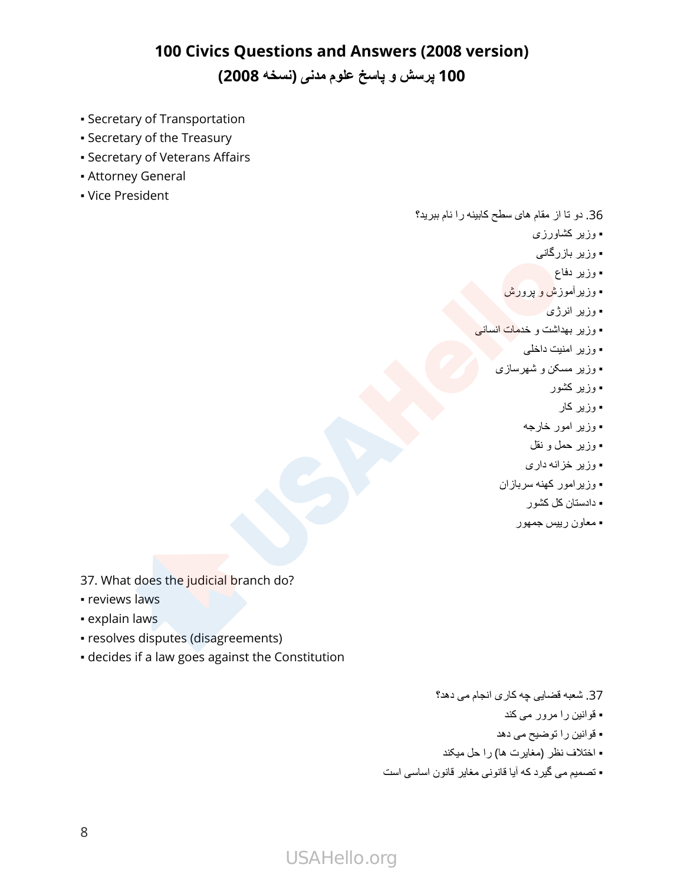▪ Secretary of Transportation
▪ Secretary of the Treasury
▪ Secretary of Veterans Affairs
▪ Attorney General
▪ Vice President

36. دو تا از مقام های سطح کابینه را نام ببرید؟
▪ وزیر کشاورزی
▪ وزیر بازرگانی
▪ وزیر دفاع
▪ وزیرآموزش و پرورش
▪ وزیر انرژی
▪ وزیر بهداشت و خدمات انسانی
▪ وزیر امنیت داخلی
▪ وزیر مسکن و شهرسازی
▪ وزیر کشور
▪ وزیر کار
▪ وزیر امور خارجه
▪ وزیر حمل و نقل
▪ وزیر خزانه داری
▪ وزیرامور کهنه سربازان
▪ دادستان کل کشور
▪ معاون رییس جمهور

37. What does the judicial branch do?
▪ reviews laws
▪ explain laws
▪ resolves disputes (disagreements)
▪ decides if a law goes against the Constitution

37. شعبه قضایی چه کاری انجام می دهد؟
▪ قوانین را مرور می کند
▪ قوانین را توضیح می دهد
▪ اختلاف نظر (مغایرت ها) را حل میکند
▪ تصمیم می گیرد که آیا قانونی مغایر قانون اساسی است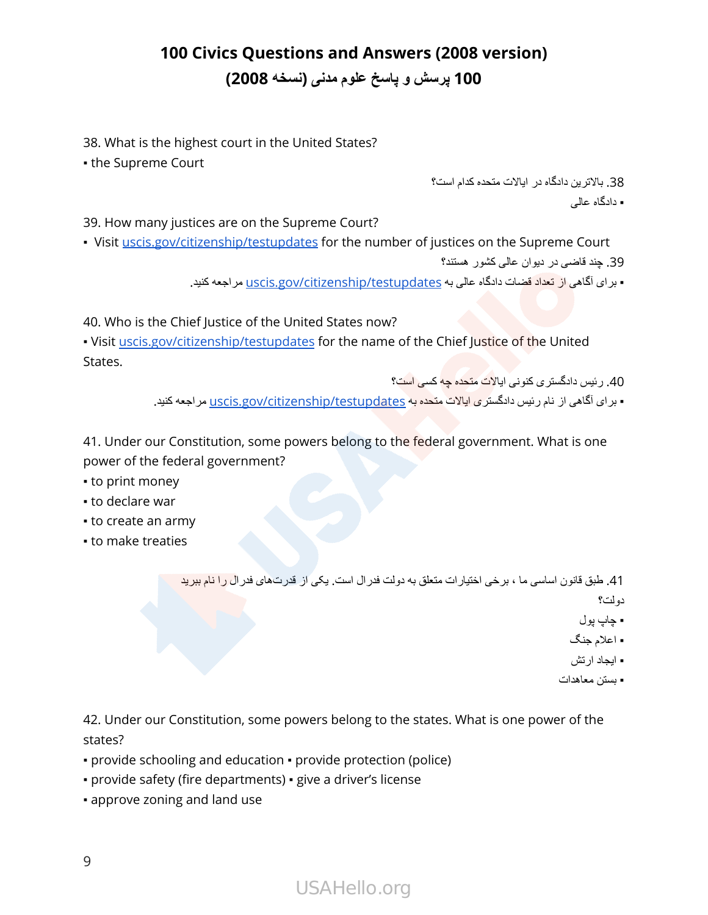# 100 Civics Questions and Answers (2008 version)
# 100 پرسش و پاسخ علوم مدنی (نسخه 2008)

38. What is the highest court in the United States?
▪ the Supreme Court

38. بالاترین دادگاه در ایالات متحده کدام است؟
▪ دادگاه عالی

39. How many justices are on the Supreme Court?
▪ Visit uscis.gov/citizenship/testupdates for the number of justices on the Supreme Court

39. چند قاضی در دیوان عالی کشور هستند؟
▪ برای آگاهی از تعداد قضات دادگاه عالی به uscis.gov/citizenship/testupdates مراجعه کنید.

40. Who is the Chief Justice of the United States now?
▪ Visit uscis.gov/citizenship/testupdates for the name of the Chief Justice of the United States.

40. رئیس دادگستری کنونی ایالات متحده چه کسی است؟
▪ برای آگاهی از نام رئیس دادگستری ایالات متحده به uscis.gov/citizenship/testupdates مراجعه کنید.

41. Under our Constitution, some powers belong to the federal government. What is one power of the federal government?
▪ to print money
▪ to declare war
▪ to create an army
▪ to make treaties

41. طبق قانون اساسی ما ، برخی اختیارات متعلق به دولت فدرال است. یکی از قدرت‌های فدرال را نام ببرید دولت؟
▪ چاپ پول
▪ اعلام جنگ
▪ ایجاد ارتش
▪ بستن معاهدات

42. Under our Constitution, some powers belong to the states. What is one power of the states?
▪ provide schooling and education ▪ provide protection (police)
▪ provide safety (fire departments) ▪ give a driver's license
▪ approve zoning and land use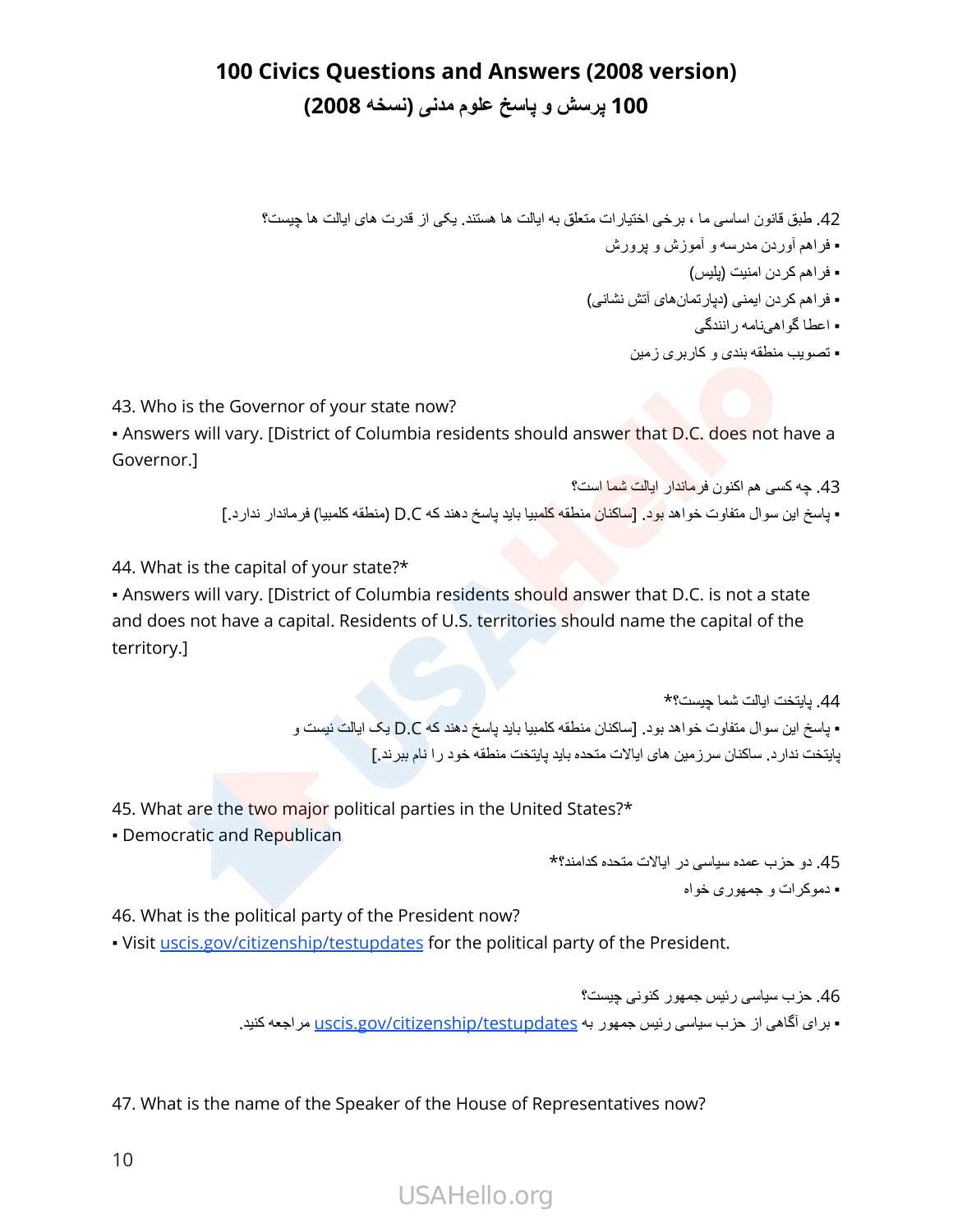# 100 Civics Questions and Answers (2008 version)
# 100 پرسش و پاسخ علوم مدنی (نسخه 2008)

42. طبق قانون اساسی ما ، برخی اختیارات متعلق به ایالت ها هستند. یکی از قدرت های ایالت ها چیست؟
- فراهم آوردن مدرسه و آموزش و پرورش
- فراهم کردن امنیت (پلیس)
- فراهم کردن ایمنی (دپارتمان‌های آتش نشانی)
- اعطا گواهی‌نامه رانندگی
- تصویب منطقه بندی و کاربری زمین

43. Who is the Governor of your state now?
- Answers will vary. [District of Columbia residents should answer that D.C. does not have a Governor.]

43. چه کسی هم اکنون فرماندار ایالت شما است؟
- پاسخ این سوال متفاوت خواهد بود. [ساکنان منطقه کلمبیا باید پاسخ دهند که D.C (منطقه کلمبیا) فرماندار ندارد.]

44. What is the capital of your state?*
- Answers will vary. [District of Columbia residents should answer that D.C. is not a state and does not have a capital. Residents of U.S. territories should name the capital of the territory.]

44. پایتخت ایالت شما چیست؟*
- پاسخ این سوال متفاوت خواهد بود. [ساکنان منطقه کلمبیا باید پاسخ دهند که D.C یک ایالت نیست و پایتخت ندارد. ساکنان سرزمین های ایالات متحده باید پایتخت منطقه خود را نام ببرند.]

45. What are the two major political parties in the United States?*
- Democratic and Republican

45. دو حزب عمده سیاسی در ایالات متحده کدامند؟*
- دموکرات و جمهوری خواه

46. What is the political party of the President now?
- Visit uscis.gov/citizenship/testupdates for the political party of the President.

46. حزب سیاسی رئیس جمهور کنونی چیست؟
- برای آگاهی از حزب سیاسی رئیس جمهور به uscis.gov/citizenship/testupdates مراجعه کنید.

47. What is the name of the Speaker of the House of Representatives now?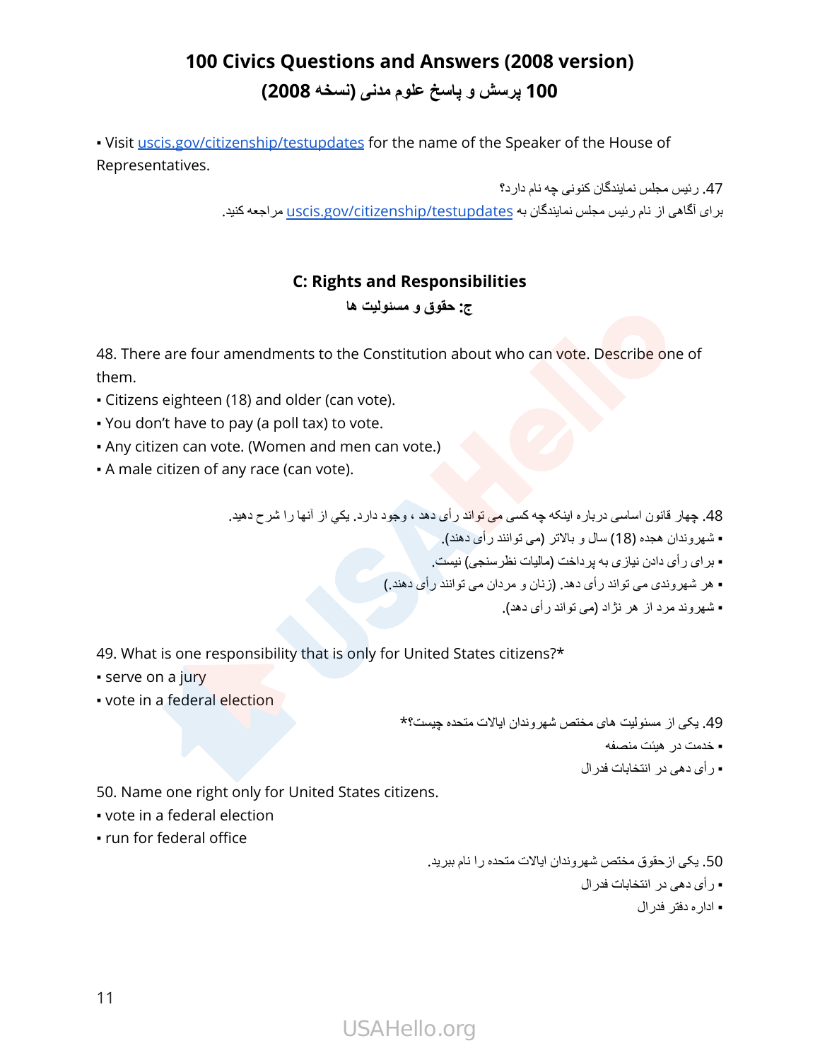# 100 Civics Questions and Answers (2008 version)

# 100 پرسش و پاسخ علوم مدنی (نسخه 2008)

▪ Visit uscis.gov/citizenship/testupdates for the name of the Speaker of the House of Representatives.

47. رئیس مجلس نمایندگان کنونی چه نام دارد؟

برای آگاهی از نام رئیس مجلس نمایندگان به uscis.gov/citizenship/testupdates مراجعه کنید.

## C: Rights and Responsibilities

## ج: حقوق و مسئولیت ها

48. There are four amendments to the Constitution about who can vote. Describe one of them.

▪ Citizens eighteen (18) and older (can vote).

▪ You don't have to pay (a poll tax) to vote.

▪ Any citizen can vote. (Women and men can vote.)

▪ A male citizen of any race (can vote).

48. چهار قانون اساسی درباره اینکه چه کسی می تواند رأی دهد ، وجود دارد. یکي از آنها را شرح دهید.

▪ شهروندان هجده (18) سال و بالاتر (می توانند رأی دهند).

▪ برای رأی دادن نیازی به پرداخت (مالیات نظرسنجی) نیست.

▪ هر شهروندی می تواند رأی دهد. (زنان و مردان می توانند رأی دهند.)

▪ شهروند مرد از هر نژاد (می تواند رأی دهد).

49. What is one responsibility that is only for United States citizens?*

▪ serve on a jury

▪ vote in a federal election

49. یکی از مسئولیت های مختص شهروندان ایالات متحده چیست؟*

▪ خدمت در هیئت منصفه

▪ رأی دهی در انتخابات فدرال

50. Name one right only for United States citizens.

▪ vote in a federal election

▪ run for federal office

50. یکی ازحقوق مختص شهروندان ایالات متحده را نام ببرید.

▪ رأی دهی در انتخابات فدرال

▪ اداره دفتر فدرال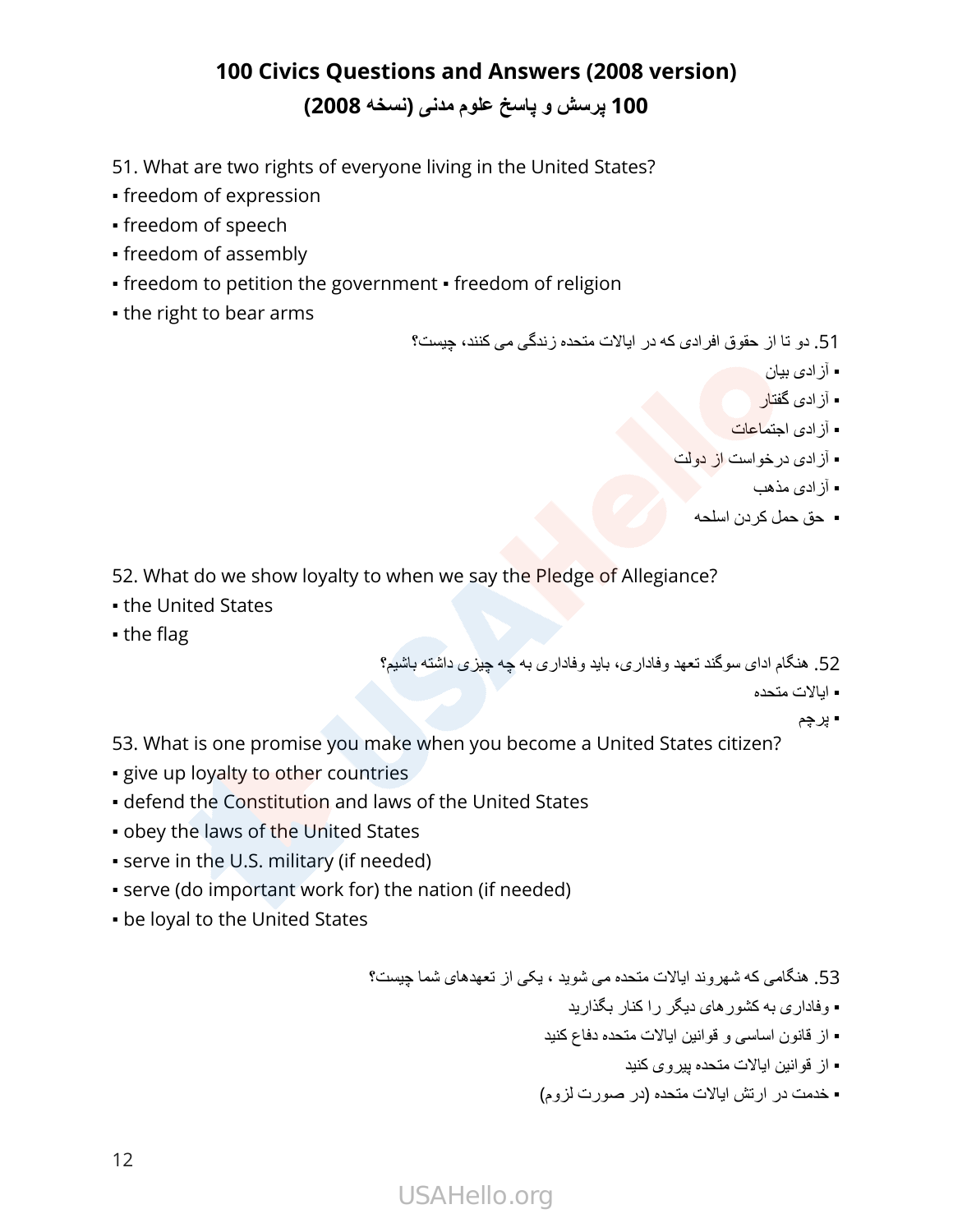# 100 Civics Questions and Answers (2008 version)

## 100 پرسش و پاسخ علوم مدنی (نسخه 2008)

51. What are two rights of everyone living in the United States?

- freedom of expression
- freedom of speech
- freedom of assembly
- freedom to petition the government ▪ freedom of religion
- the right to bear arms

51. دو تا از حقوق افرادی که در ایالات متحده زندگی می کنند، چیست؟

- آزادی بیان
- آزادی گفتار
- آزادی اجتماعات
- آزادی درخواست از دولت
- آزادی مذهب
- حق حمل کردن اسلحه

52. What do we show loyalty to when we say the Pledge of Allegiance?

- the United States
- the flag

52. هنگام ادای سوگند تعهد وفاداری، باید وفاداری به چه چیزی داشته باشیم؟

- ایالات متحده
- پرچم

53. What is one promise you make when you become a United States citizen?

- give up loyalty to other countries
- defend the Constitution and laws of the United States
- obey the laws of the United States
- serve in the U.S. military (if needed)
- serve (do important work for) the nation (if needed)
- be loyal to the United States

53. هنگامی که شهروند ایالات متحده می شوید ، یکی از تعهدهای شما چیست؟

- وفاداری به کشورهای دیگر را کنار بگذارید
- از قانون اساسی و قوانین ایالات متحده دفاع کنید
- از قوانین ایالات متحده پیروی کنید
- خدمت در ارتش ایالات متحده (در صورت لزوم)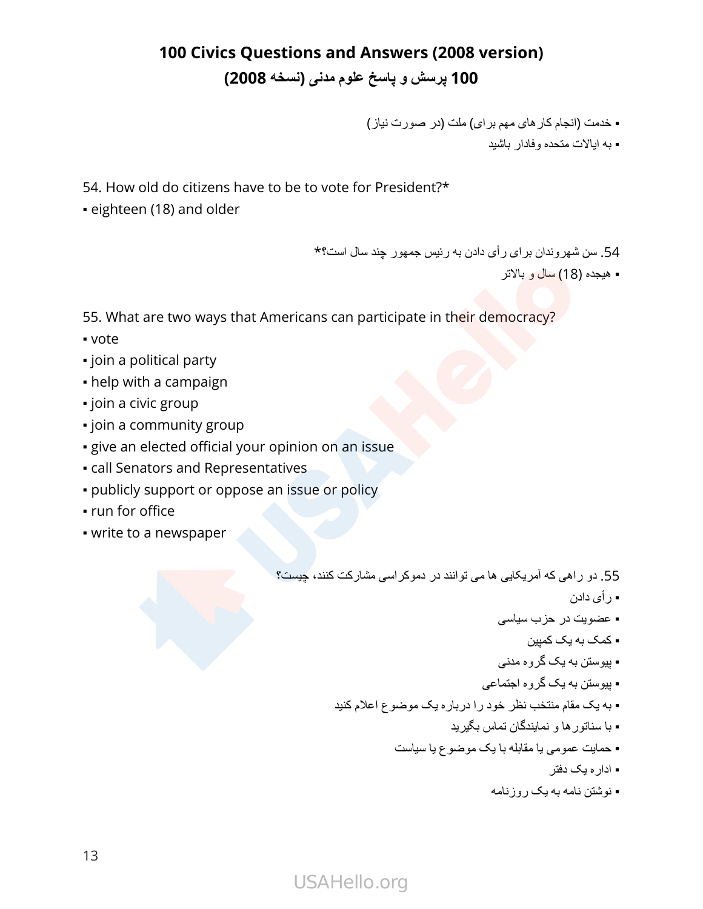# 100 Civics Questions and Answers (2008 version)

# 100 پرسش و پاسخ علوم مدنی (نسخه 2008)

▪ خدمت (انجام کارهای مهم برای) ملت (در صورت نیاز)
▪ به ایالات متحده وفادار باشید

54. How old do citizens have to be to vote for President?*
▪ eighteen (18) and older

54. سن شهروندان برای رأی دادن به رئیس جمهور چند سال است؟*
▪ هیجده (18) سال و بالاتر

55. What are two ways that Americans can participate in their democracy?
▪ vote
▪ join a political party
▪ help with a campaign
▪ join a civic group
▪ join a community group
▪ give an elected official your opinion on an issue
▪ call Senators and Representatives
▪ publicly support or oppose an issue or policy
▪ run for office
▪ write to a newspaper

55. دو راهی که آمریکایی ها می توانند در دموکراسی مشارکت کنند، چیست؟
▪ رأی دادن
▪ عضویت در حزب سیاسی
▪ کمک به یک کمپین
▪ پیوستن به یک گروه مدنی
▪ پیوستن به یک گروه اجتماعی
▪ به یک مقام منتخب نظر خود را درباره یک موضوع اعلام کنید
▪ با سناتورها و نمایندگان تماس بگیرید
▪ حمایت عمومی یا مقابله با یک موضوع یا سیاست
▪ اداره یک دفتر
▪ نوشتن نامه به یک روزنامه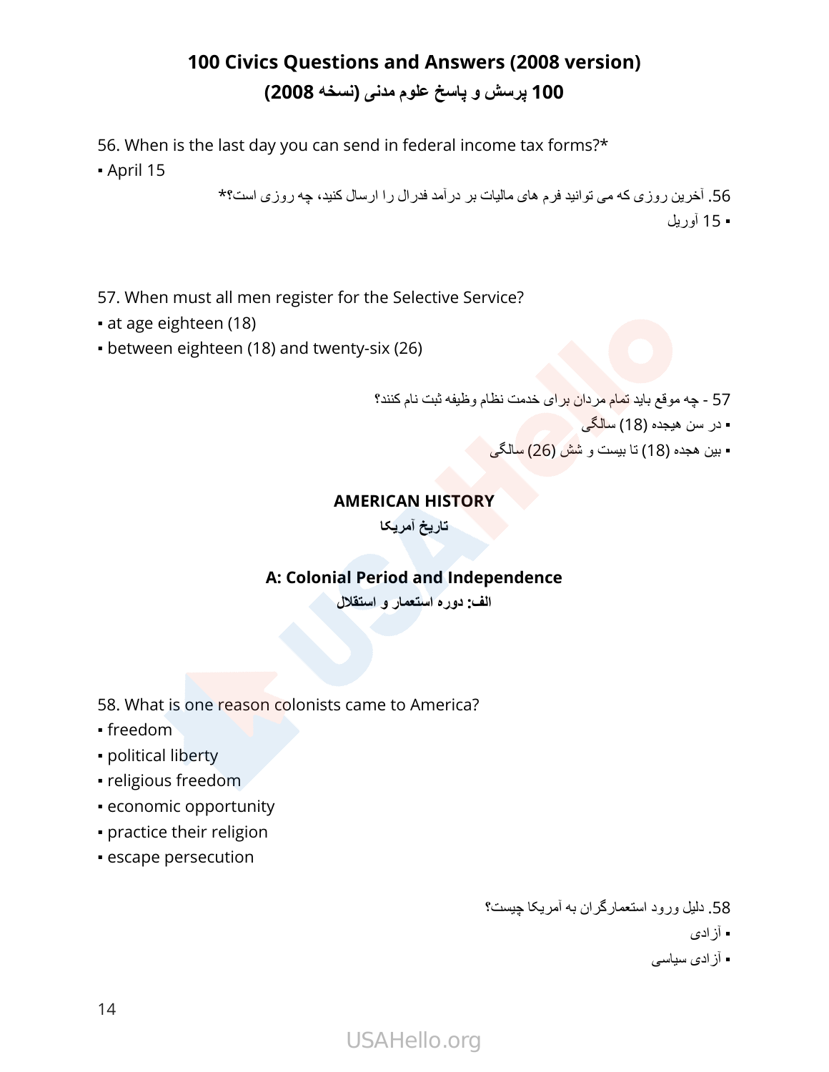# 100 Civics Questions and Answers (2008 version)
# 100 پرسش و پاسخ علوم مدنی (نسخه 2008)

56. When is the last day you can send in federal income tax forms?*
▪ April 15

56. آخرین روزی که می توانید فرم های مالیات بر درآمد فدرال را ارسال کنید، چه روزی است؟*
▪ 15 آوریل

57. When must all men register for the Selective Service?
▪ at age eighteen (18)
▪ between eighteen (18) and twenty-six (26)

57 - چه موقع باید تمام مردان برای خدمت نظام وظیفه ثبت نام کنند؟
▪ در سن هیجده (18) سالگی
▪ بین هجده (18) تا بیست و شش (26) سالگی

## AMERICAN HISTORY
## تاریخ آمریکا

### A: Colonial Period and Independence
### الف: دوره استعمار و استقلال

58. What is one reason colonists came to America?
▪ freedom
▪ political liberty
▪ religious freedom
▪ economic opportunity
▪ practice their religion
▪ escape persecution

58. دلیل ورود استعمارگران به آمریکا چیست؟
▪ آزادی
▪ آزادی سیاسی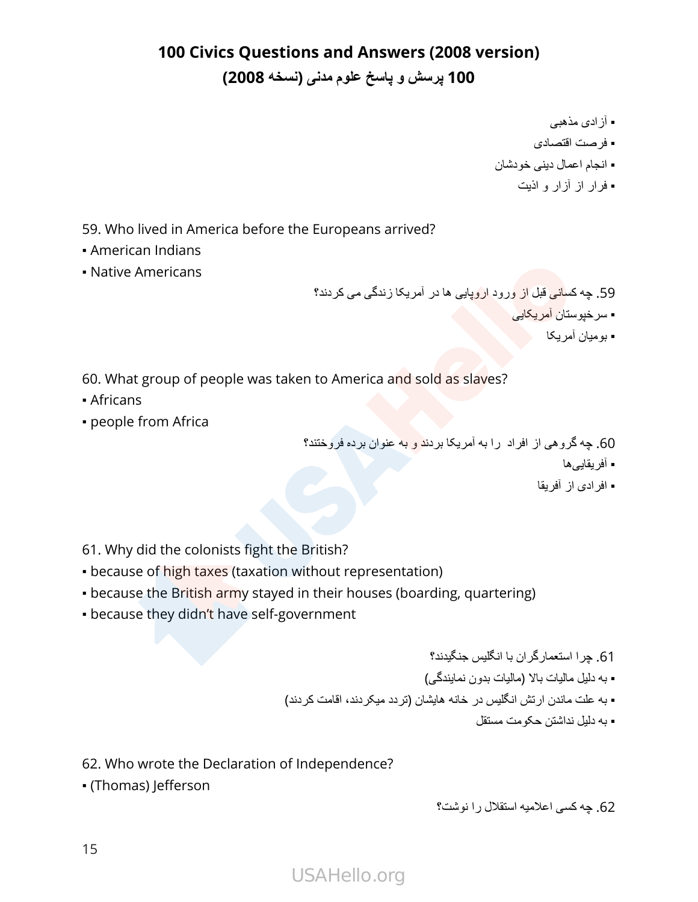▪ آزادی مذهبی
▪ فرصت اقتصادی
▪ انجام اعمال دینی خودشان
▪ فرار از آزار و اذیت

59. Who lived in America before the Europeans arrived?
▪ American Indians
▪ Native Americans

59. چه کسانی قبل از ورود اروپایی ها در آمریکا زندگی می کردند؟
▪ سرخپوستان آمریکایی
▪ بومیان آمریکا

60. What group of people was taken to America and sold as slaves?
▪ Africans
▪ people from Africa

60. چه گروهی از افراد را به آمریکا بردند و به عنوان برده فروختند؟
▪ آفریقایی‌ها
▪ افرادی از آفریقا

61. Why did the colonists fight the British?
▪ because of high taxes (taxation without representation)
▪ because the British army stayed in their houses (boarding, quartering)
▪ because they didn't have self-government

61. چرا استعمارگران با انگلیس جنگیدند؟
▪ به دلیل مالیات بالا (مالیات بدون نمایندگی)
▪ به علت ماندن ارتش انگلیس در خانه هایشان (تردد میکردند، اقامت کردند)
▪ به دلیل نداشتن حکومت مستقل

62. Who wrote the Declaration of Independence?
▪ (Thomas) Jefferson

62. چه کسی اعلامیه استقلال را نوشت؟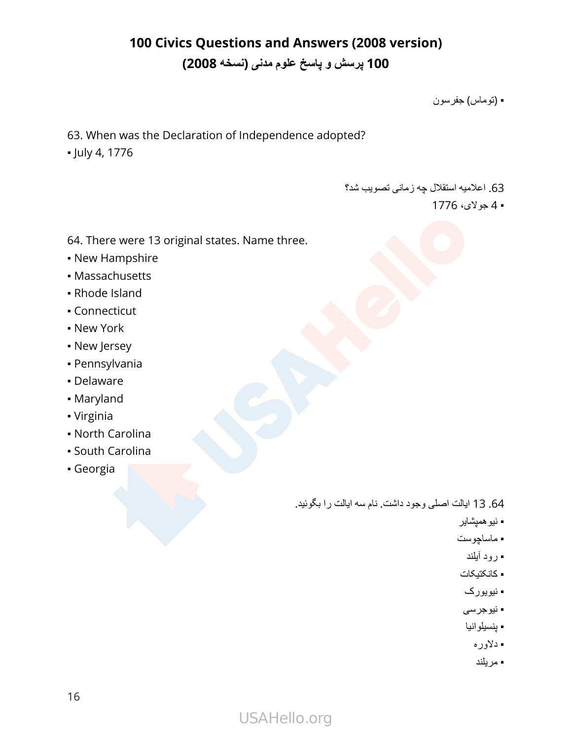# 100 Civics Questions and Answers (2008 version)
# 100 پرسش و پاسخ علوم مدنی (نسخه 2008)

▪ (توماس) جفرسون

63. When was the Declaration of Independence adopted?
▪ July 4, 1776

63. اعلامیه استقلال چه زمانی تصویب شد؟
▪ 4 جولای، 1776

64. There were 13 original states. Name three.
▪ New Hampshire
▪ Massachusetts
▪ Rhode Island
▪ Connecticut
▪ New York
▪ New Jersey
▪ Pennsylvania
▪ Delaware
▪ Maryland
▪ Virginia
▪ North Carolina
▪ South Carolina
▪ Georgia

64. 13 ایالت اصلی وجود داشت. نام سه ایالت را بگوئید.
▪ نیوهمپشایر
▪ ماساچوست
▪ رود آیلند
▪ کانکتیکات
▪ نیویورک
▪ نیوجرسی
▪ پنسیلوانیا
▪ دلاوره
▪ مریلند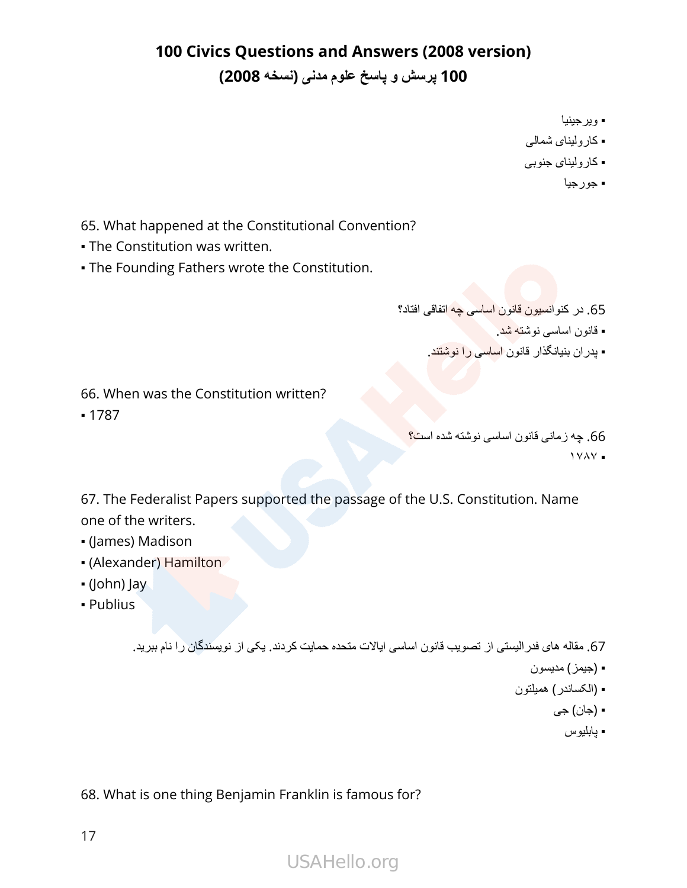▪ ویرجینیا
▪ کارولینای شمالی
▪ کارولینای جنوبی
▪ جورجیا

65. What happened at the Constitutional Convention?
▪ The Constitution was written.
▪ The Founding Fathers wrote the Constitution.

65. در کنوانسیون قانون اساسی چه اتفاقی افتاد؟
▪ قانون اساسی نوشته شد.
▪ پدران بنیانگذار قانون اساسی را نوشتند.

66. When was the Constitution written?
▪ 1787

66. چه زمانی قانون اساسی نوشته شده است؟
▪ ۱۷۸۷

67. The Federalist Papers supported the passage of the U.S. Constitution. Name one of the writers.
▪ (James) Madison
▪ (Alexander) Hamilton
▪ (John) Jay
▪ Publius

67. مقاله های فدرالیستی از تصویب قانون اساسی ایالات متحده حمایت کردند. یکی از نویسندگان را نام ببرید.
▪ (جیمز) مدیسون
▪ (الکساندر) همیلتون
▪ (جان) جی
▪ پابلیوس

68. What is one thing Benjamin Franklin is famous for?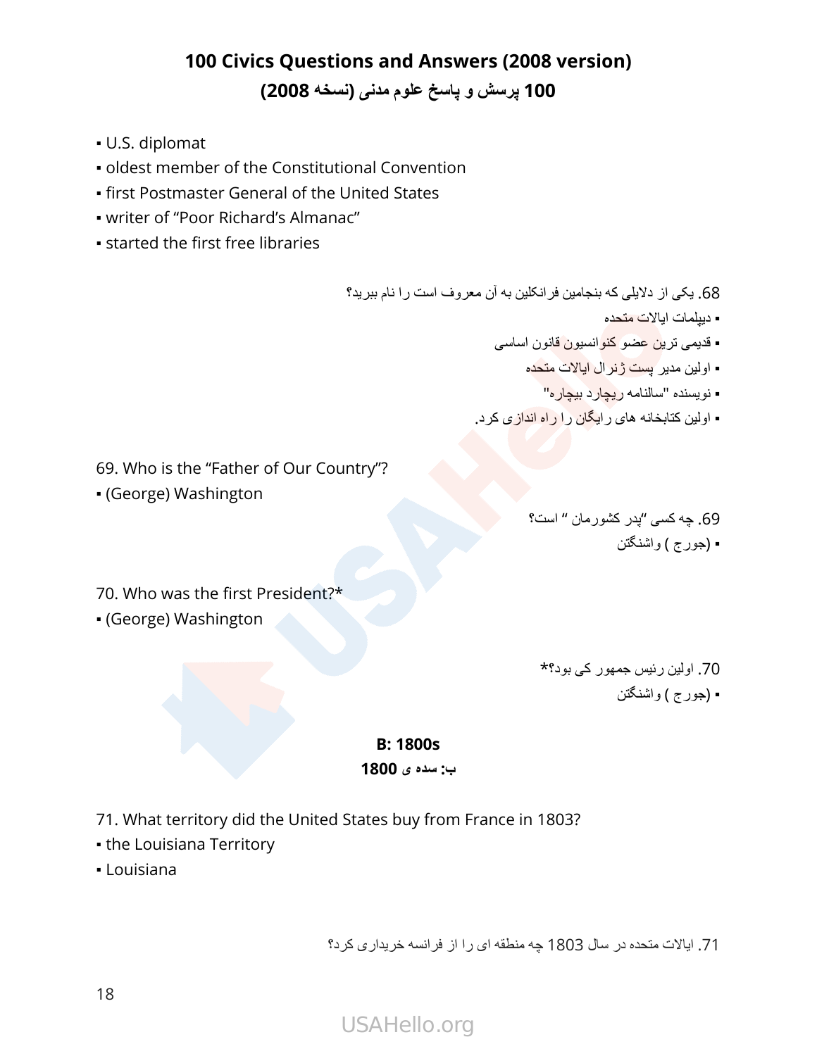- U.S. diplomat
- oldest member of the Constitutional Convention
- first Postmaster General of the United States
- writer of “Poor Richard’s Almanac”
- started the first free libraries

68. یکی از دلایلی که بنجامین فرانکلین به آن معروف است را نام ببرید؟
- دیپلمات ایالات متحده
- قدیمی ترین عضو کنوانسیون قانون اساسی
- اولین مدیر پست ژنرال ایالات متحده
- نویسنده "سالنامه ریچارد بیچاره"
- اولین کتابخانه های رایگان را راه اندازی کرد.

69. Who is the “Father of Our Country”?
- (George) Washington

69. چه کسی "پدر کشورمان " است؟
- (جورج ) واشنگتن

70. Who was the first President?*
- (George) Washington

70. اولین رئیس جمهور کی بود؟*
- (جورج ) واشنگتن

## B: 1800s
## ب: سده ی 1800

71. What territory did the United States buy from France in 1803?
- the Louisiana Territory
- Louisiana

71. ایالات متحده در سال 1803 چه منطقه ای را از فرانسه خریداری کرد؟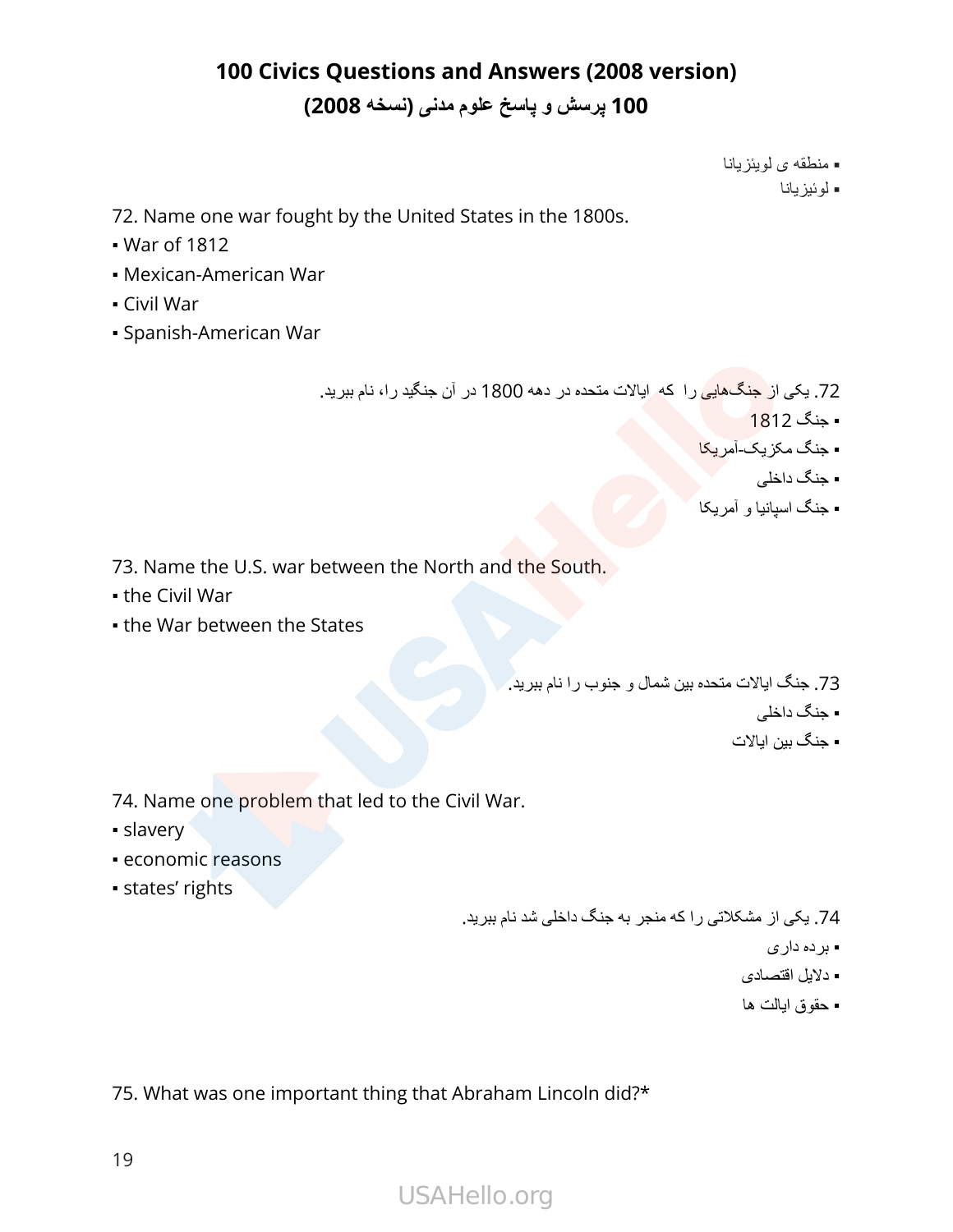# 100 Civics Questions and Answers (2008 version)

## 100 پرسش و پاسخ علوم مدنی (نسخه 2008)

▪ منطقه ی لویئزیانا
▪ لوئیزیانا

72. Name one war fought by the United States in the 1800s.

▪ War of 1812
▪ Mexican-American War
▪ Civil War
▪ Spanish-American War

72. یکی از جنگ‌هایی را که ایالات متحده در دهه 1800 در آن جنگید را، نام ببرید.

▪ جنگ 1812
▪ جنگ مکزیک-آمریکا
▪ جنگ داخلی
▪ جنگ اسپانیا و آمریکا

73. Name the U.S. war between the North and the South.

▪ the Civil War
▪ the War between the States

73. جنگ ایالات متحده بین شمال و جنوب را نام ببرید.

▪ جنگ داخلی
▪ جنگ بین ایالات

74. Name one problem that led to the Civil War.

▪ slavery
▪ economic reasons
▪ states' rights

74. یکی از مشکلاتی را که منجر به جنگ داخلی شد نام ببرید.

▪ برده داری
▪ دلایل اقتصادی
▪ حقوق ایالت ها

75. What was one important thing that Abraham Lincoln did?*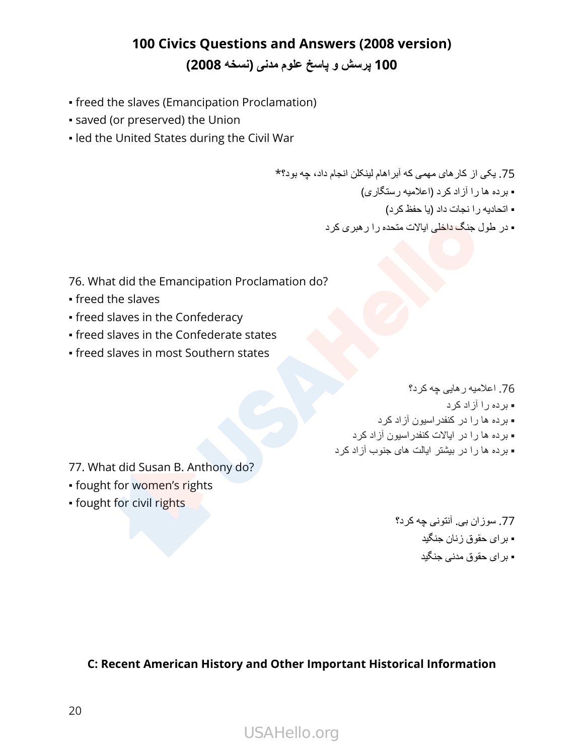- freed the slaves (Emancipation Proclamation)
- saved (or preserved) the Union
- led the United States during the Civil War

75. یکی از کارهای مهمی که آبراهام لینکلن انجام داد، چه بود؟*
- برده ها را آزاد کرد (اعلامیه رستگاری)
- اتحادیه را نجات داد (یا حفظ کرد)
- در طول جنگ داخلی ایالات متحده را رهبری کرد

76. What did the Emancipation Proclamation do?
- freed the slaves
- freed slaves in the Confederacy
- freed slaves in the Confederate states
- freed slaves in most Southern states

76. اعلامیه رهایی چه کرد؟
- برده را آزاد کرد
- برده ها را در کنفدراسیون آزاد کرد
- برده ها را در ایالات کنفدراسیون آزاد کرد
- برده ها را در بیشتر ایالت های جنوب آزاد کرد

77. What did Susan B. Anthony do?
- fought for women's rights
- fought for civil rights

77. سوزان بی. آنتونی چه کرد؟
- برای حقوق زنان جنگید
- برای حقوق مدنی جنگید

**C: Recent American History and Other Important Historical Information**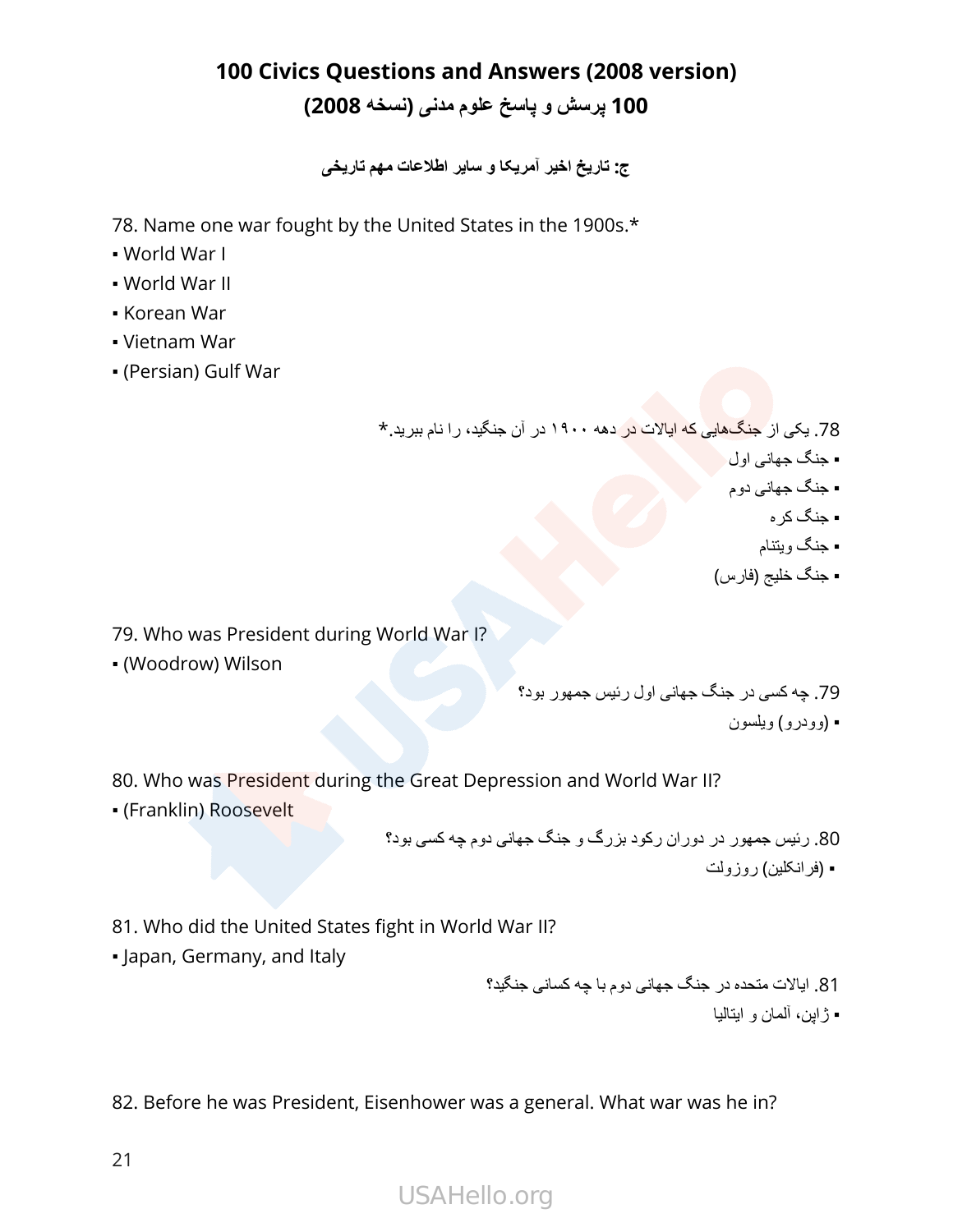# 100 Civics Questions and Answers (2008 version)
# 100 پرسش و پاسخ علوم مدنی (نسخه 2008)

**ج: تاریخ اخیر آمریکا و سایر اطلاعات مهم تاریخی**

78. Name one war fought by the United States in the 1900s.*
- World War I
- World War II
- Korean War
- Vietnam War
- (Persian) Gulf War

78. یکی از جنگ‌هایی که ایالات در دهه ۱۹۰۰ در آن جنگید، را نام ببرید.*
- جنگ جهانی اول
- جنگ جهانی دوم
- جنگ کره
- جنگ ویتنام
- جنگ خلیج (فارس)

79. Who was President during World War I?
- (Woodrow) Wilson

79. چه کسی در جنگ جهانی اول رئیس جمهور بود؟
- (وودرو) ویلسون

80. Who was President during the Great Depression and World War II?
- (Franklin) Roosevelt

80. رئیس جمهور در دوران رکود بزرگ و جنگ جهانی دوم چه کسی بود؟
- (فرانکلین) روزولت

81. Who did the United States fight in World War II?
- Japan, Germany, and Italy

81. ایالات متحده در جنگ جهانی دوم با چه کسانی جنگید؟
- ژاپن، آلمان و ایتالیا

82. Before he was President, Eisenhower was a general. What war was he in?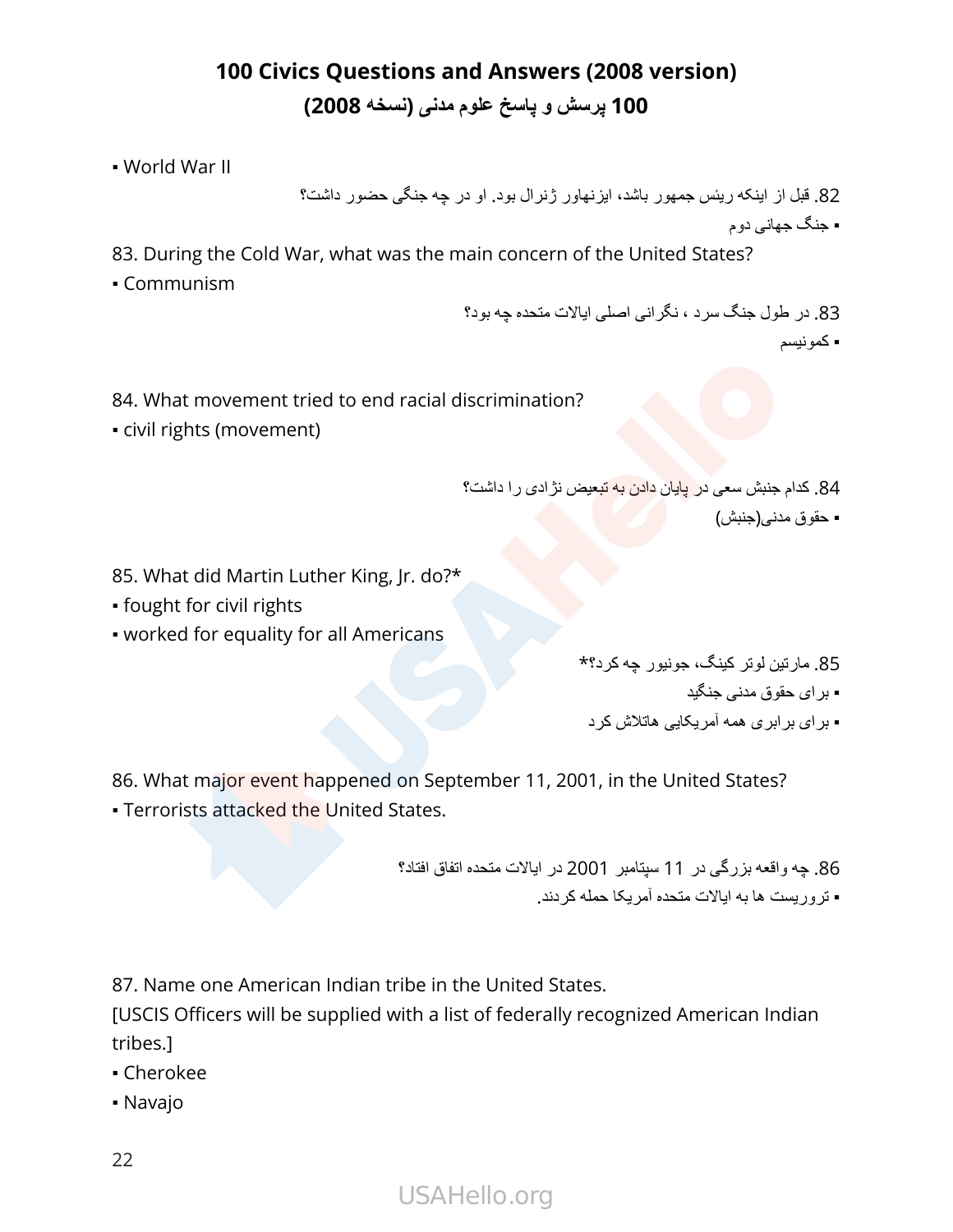▪ World War II

82. قبل از اینکه ریئس جمهور باشد، ایزنهاور ژنرال بود. او در چه جنگی حضور داشت؟

▪ جنگ جهانی دوم

83. During the Cold War, what was the main concern of the United States?

▪ Communism

83. در طول جنگ سرد ، نگرانی اصلی ایالات متحده چه بود؟

▪ کمونیسم

84. What movement tried to end racial discrimination?

▪ civil rights (movement)

84. کدام جنبش سعی در پایان دادن به تبعیض نژادی را داشت؟

▪ حقوق مدنی(جنبش)

85. What did Martin Luther King, Jr. do?*

▪ fought for civil rights

▪ worked for equality for all Americans

85. مارتین لوتر کینگ، جونیور چه کرد؟*

▪ برای حقوق مدنی جنگید

▪ برای برابری همه آمریکایی هاتلاش کرد

86. What major event happened on September 11, 2001, in the United States?

▪ Terrorists attacked the United States.

86. چه واقعه بزرگی در 11 سپتامبر 2001 در ایالات متحده اتفاق افتاد؟

▪ تروریست ها به ایالات متحده آمریکا حمله کردند.

87. Name one American Indian tribe in the United States.
[USCIS Officers will be supplied with a list of federally recognized American Indian tribes.]

▪ Cherokee

▪ Navajo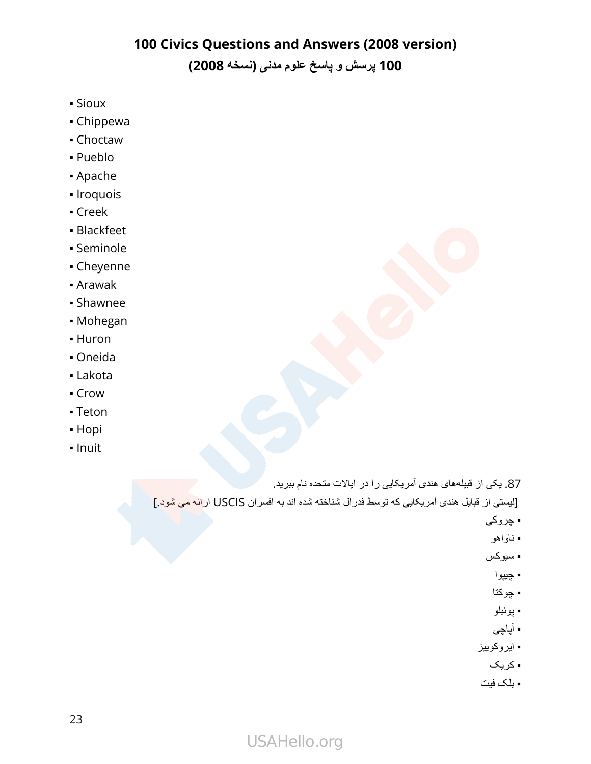- Sioux
- Chippewa
- Choctaw
- Pueblo
- Apache
- Iroquois
- Creek
- Blackfeet
- Seminole
- Cheyenne
- Arawak
- Shawnee
- Mohegan
- Huron
- Oneida
- Lakota
- Crow
- Teton
- Hopi
- Inuit

87. یکی از قبیله‌های هندی آمریکایی را در ایالات متحده نام ببرید.

[لیستی از قبایل هندی آمریکایی که توسط فدرال شناخته شده اند به افسران USCIS ارائه می شود.]

- چروکی
- ناواهو
- سیوکس
- چیپوا
- چوکتا
- پوئبلو
- آپاچی
- ایروکوییز
- کریک
- بلک فیت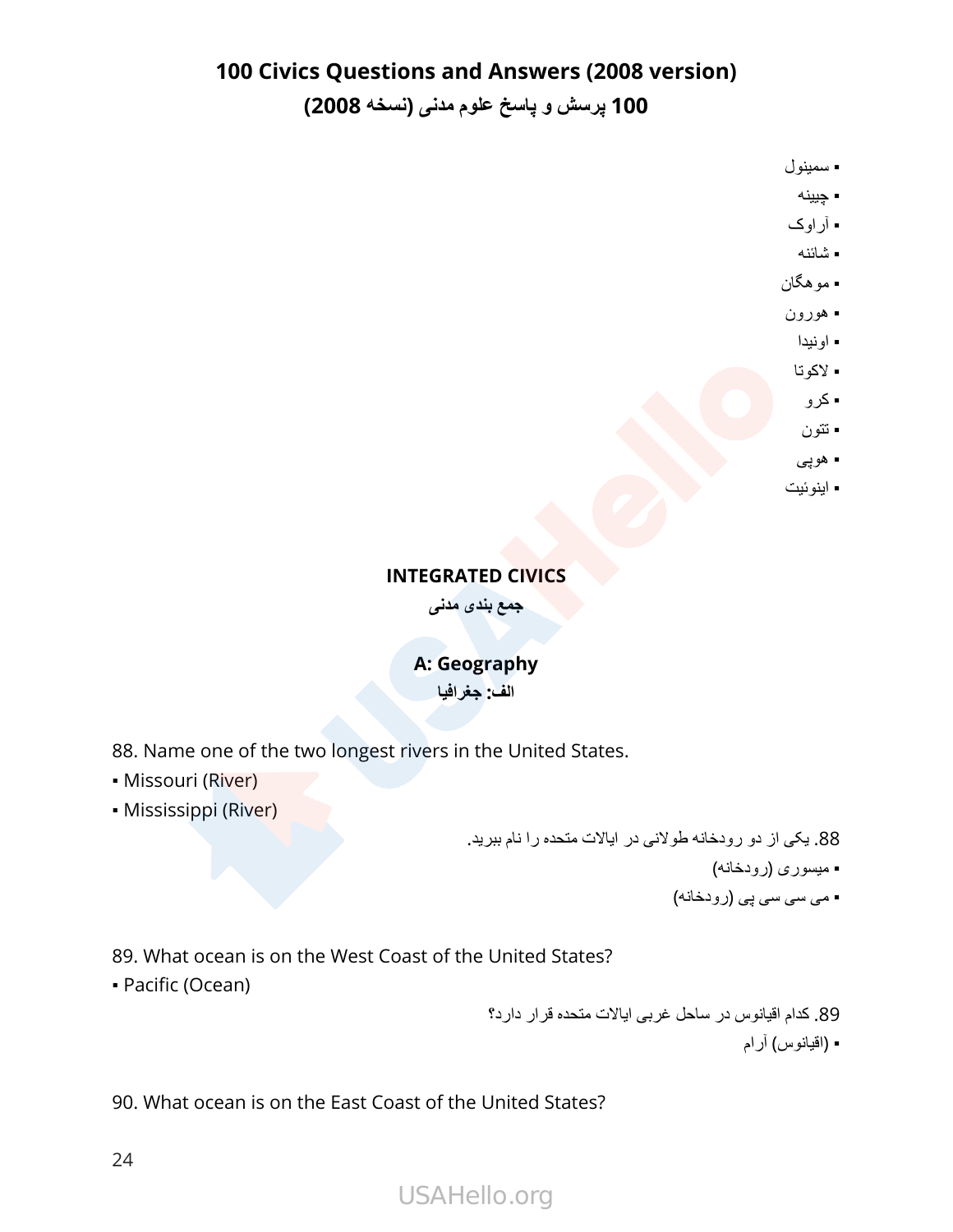## 100 Civics Questions and Answers (2008 version)
## 100 پرسش و پاسخ علوم مدنی (نسخه 2008)

- سمینول
- چیینه
- آراوک
- شائنه
- موهگان
- هورون
- اونیدا
- لاکوتا
- کرو
- تتون
- هوپی
- اینوئیت

### INTEGRATED CIVICS
**جمع بندی مدنی**

### A: Geography
**الف: جغرافیا**

88. Name one of the two longest rivers in the United States.
- Missouri (River)
- Mississippi (River)

88. یکی از دو رودخانه طولانی در ایالات متحده را نام ببرید.
- میسوری (رودخانه)
- می سی سی پی (رودخانه)

89. What ocean is on the West Coast of the United States?
- Pacific (Ocean)

89. کدام اقیانوس در ساحل غربی ایالات متحده قرار دارد؟
- (اقیانوس) آرام

90. What ocean is on the East Coast of the United States?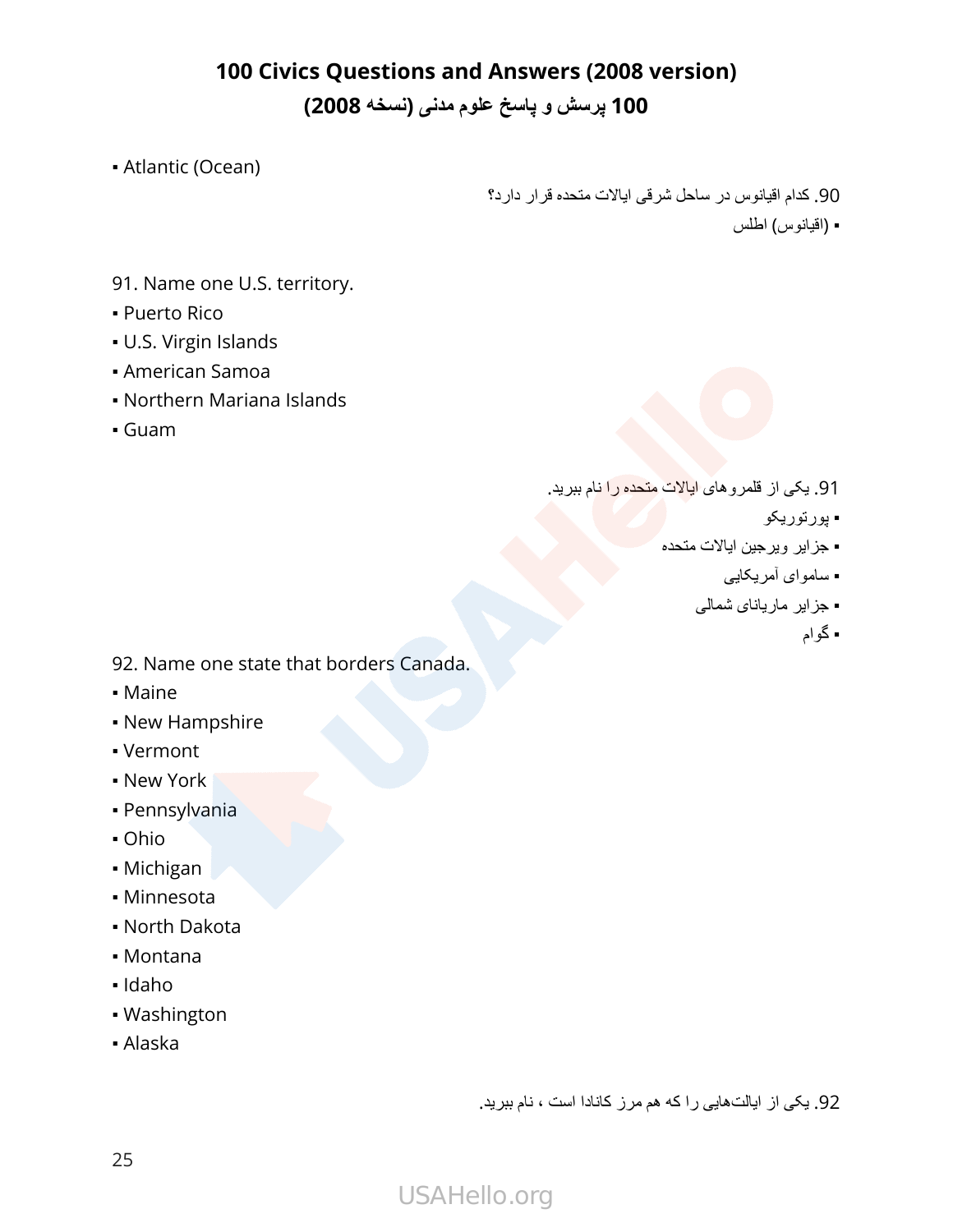- Atlantic (Ocean)

90. کدام اقیانوس در ساحل شرقی ایالات متحده قرار دارد؟

- (اقیانوس) اطلس

91. Name one U.S. territory.

- Puerto Rico
- U.S. Virgin Islands
- American Samoa
- Northern Mariana Islands
- Guam

91. یکی از قلمروهای ایالات متحده را نام ببرید.

- پورتوریکو
- جزایر ویرجین ایالات متحده
- ساموای آمریکایی
- جزایر ماریانای شمالی
- گوام

92. Name one state that borders Canada.

- Maine
- New Hampshire
- Vermont
- New York
- Pennsylvania
- Ohio
- Michigan
- Minnesota
- North Dakota
- Montana
- Idaho
- Washington
- Alaska

92. یکی از ایالت‌هایی را که هم مرز کانادا است ، نام ببرید.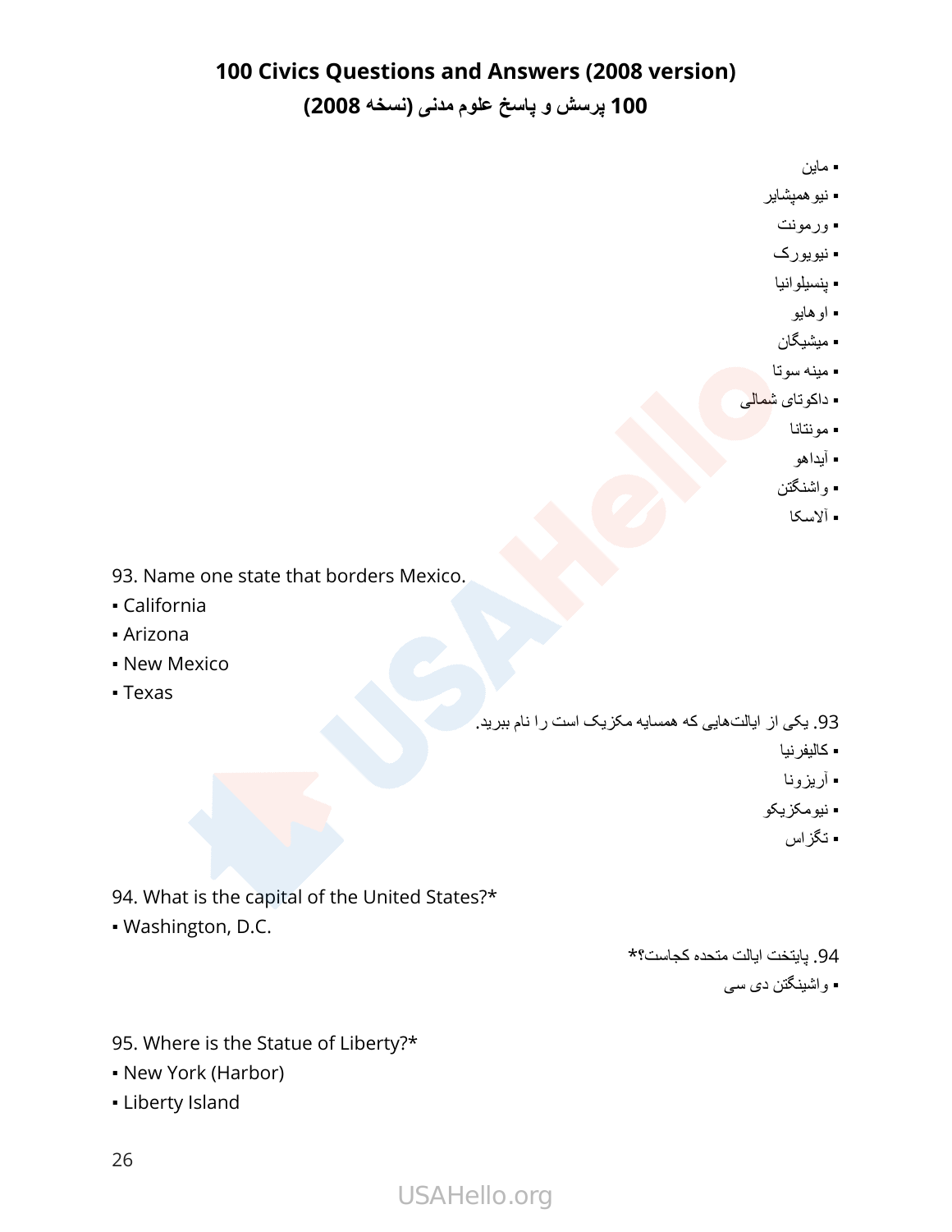# 100 Civics Questions and Answers (2008 version)
# 100 پرسش و پاسخ علوم مدنی (نسخه 2008)

- ماین
- نیوهمپشایر
- ورمونت
- نیویورک
- پنسیلوانیا
- اوهایو
- میشیگان
- مینه سوتا
- داکوتای شمالی
- مونتانا
- آیداهو
- واشنگتن
- آلاسکا

93. Name one state that borders Mexico.
- California
- Arizona
- New Mexico
- Texas

93. یکی از ایالت‌هایی که همسایه مکزیک است را نام ببرید.
- کالیفرنیا
- آریزونا
- نیومکزیکو
- تگزاس

94. What is the capital of the United States?*
- Washington, D.C.

94. پایتخت ایالت متحده کجاست؟*
- واشینگتن دی سی

95. Where is the Statue of Liberty?*
- New York (Harbor)
- Liberty Island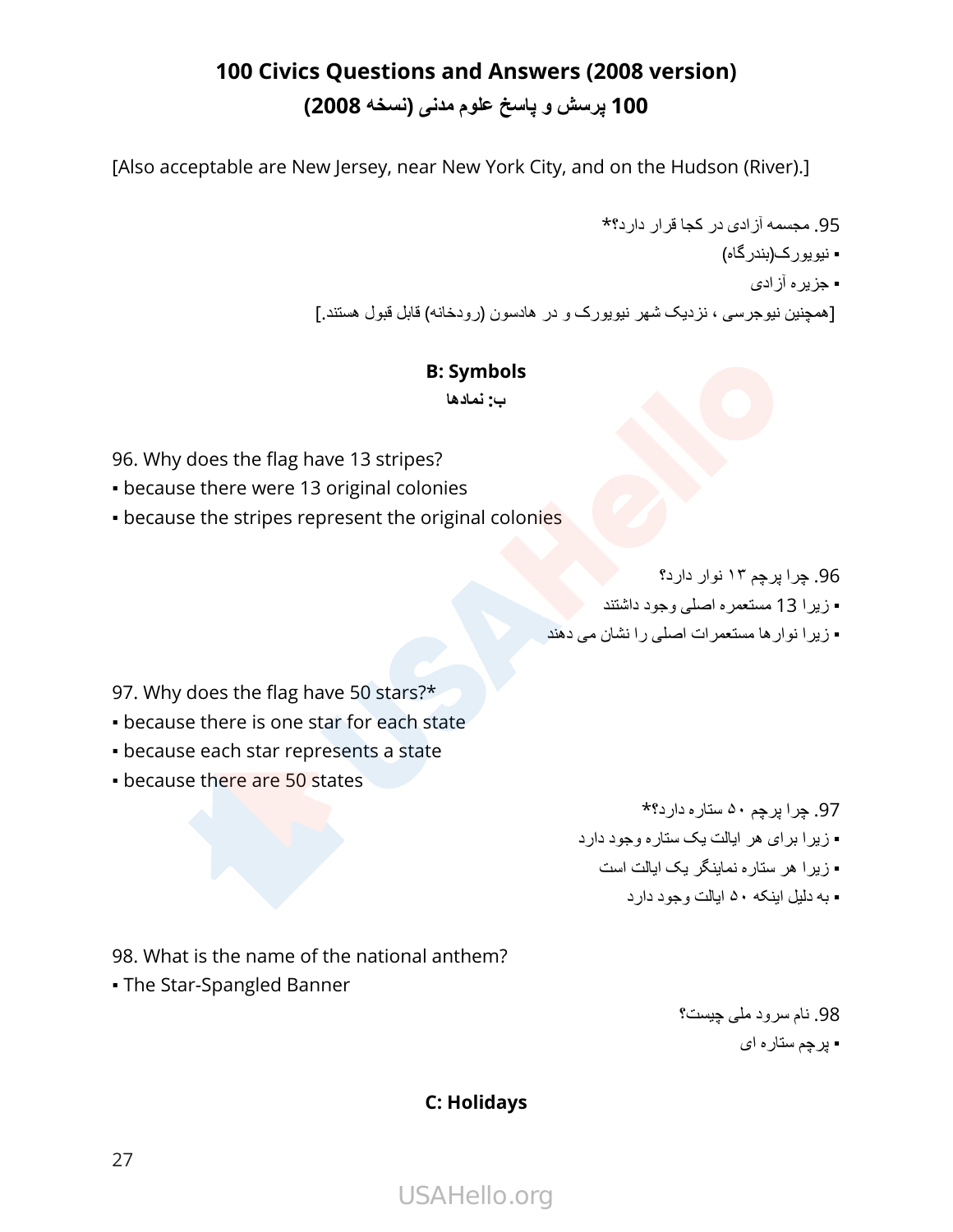[Also acceptable are New Jersey, near New York City, and on the Hudson (River).]

95. مجسمه آزادی در کجا قرار دارد؟*
- نیویورک(بندرگاه)
- جزیره آزادی

[همچنین نیوجرسی ، نزدیک شهر نیویورک و در هادسون (رودخانه) قابل قبول هستند.]

## B: Symbols
## ب: نمادها

96. Why does the flag have 13 stripes?
- because there were 13 original colonies
- because the stripes represent the original colonies

96. چرا پرچم ۱۳ نوار دارد؟
- زیرا 13 مستعمره اصلی وجود داشتند
- زیرا نوارها مستعمرات اصلی را نشان می دهند

97. Why does the flag have 50 stars?*
- because there is one star for each state
- because each star represents a state
- because there are 50 states

97. چرا پرچم ۵۰ ستاره دارد؟*
- زیرا برای هر ایالت یک ستاره وجود دارد
- زیرا هر ستاره نماینگر یک ایالت است
- به دلیل اینکه ۵۰ ایالت وجود دارد

98. What is the name of the national anthem?
- The Star-Spangled Banner

98. نام سرود ملی چیست؟
- پرچم ستاره ای

## C: Holidays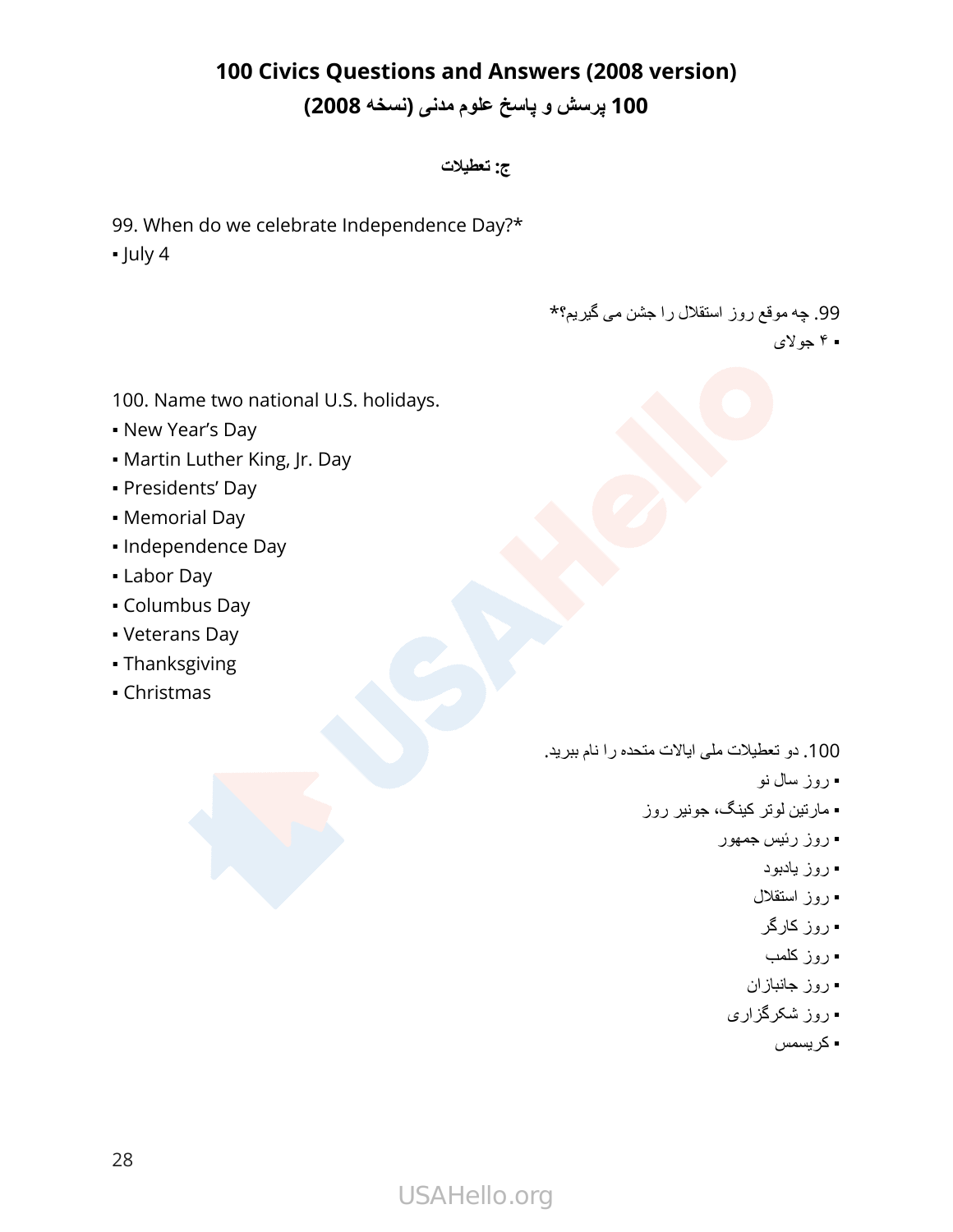# 100 Civics Questions and Answers (2008 version)

# 100 پرسش و پاسخ علوم مدنی (نسخه 2008)

### ج: تعطیلات

99. When do we celebrate Independence Day?*
▪ July 4

99. چه موقع روز استقلال را جشن می گیریم؟*
▪ ۴ جولای

100. Name two national U.S. holidays.
▪ New Year's Day
▪ Martin Luther King, Jr. Day
▪ Presidents' Day
▪ Memorial Day
▪ Independence Day
▪ Labor Day
▪ Columbus Day
▪ Veterans Day
▪ Thanksgiving
▪ Christmas

100. دو تعطیلات ملی ایالات متحده را نام ببرید.
▪ روز سال نو
▪ مارتین لوتر کینگ، جونیر روز
▪ روز رئیس جمهور
▪ روز یادبود
▪ روز استقلال
▪ روز کارگر
▪ روز کلمب
▪ روز جانبازان
▪ روز شکرگزاری
▪ کریسمس